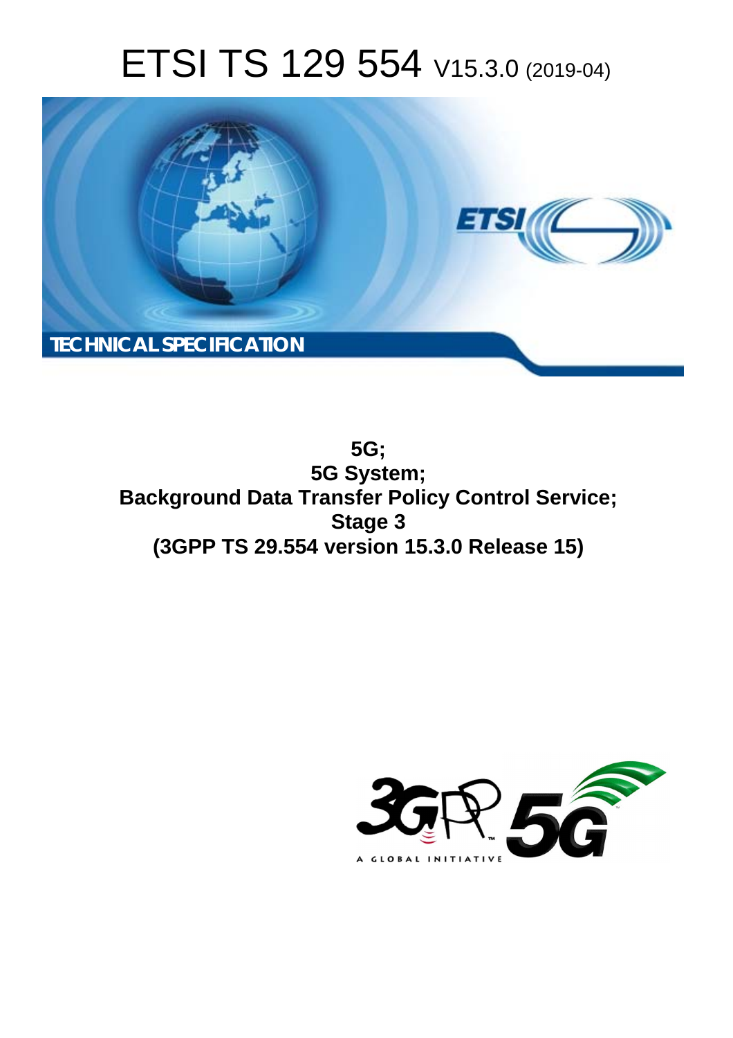# ETSI TS 129 554 V15.3.0 (2019-04)

TECHNICAL SPECIFICATION

**5G;**
**5G System;**
**Background Data Transfer Policy Control Service;**
**Stage 3**
**(3GPP TS 29.554 version 15.3.0 Release 15)**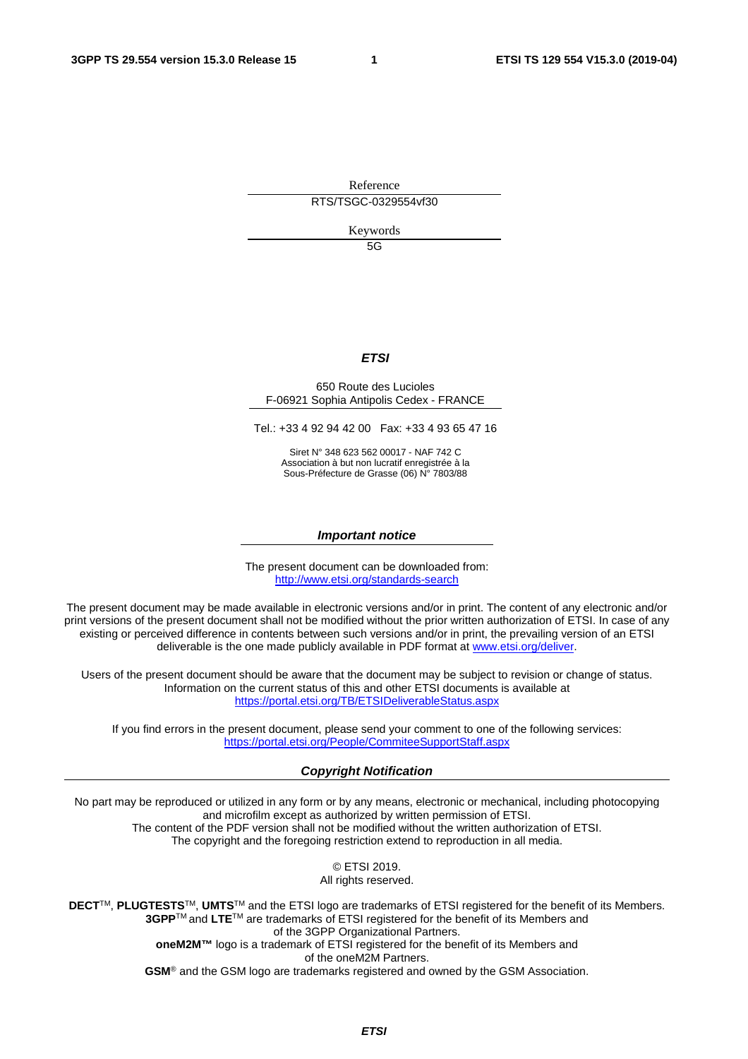Reference

RTS/TSGC-0329554vf30

Keywords

5G

***ETSI***

650 Route des Lucioles
F-06921 Sophia Antipolis Cedex - FRANCE

Tel.: +33 4 92 94 42 00 Fax: +33 4 93 65 47 16

Siret N° 348 623 562 00017 - NAF 742 C
Association à but non lucratif enregistrée à la
Sous-Préfecture de Grasse (06) N° 7803/88

***Important notice***

The present document can be downloaded from:
http://www.etsi.org/standards-search

The present document may be made available in electronic versions and/or in print. The content of any electronic and/or print versions of the present document shall not be modified without the prior written authorization of ETSI. In case of any existing or perceived difference in contents between such versions and/or in print, the prevailing version of an ETSI deliverable is the one made publicly available in PDF format at www.etsi.org/deliver.

Users of the present document should be aware that the document may be subject to revision or change of status. Information on the current status of this and other ETSI documents is available at https://portal.etsi.org/TB/ETSIDeliverableStatus.aspx

If you find errors in the present document, please send your comment to one of the following services:
https://portal.etsi.org/People/CommiteeSupportStaff.aspx

***Copyright Notification***

No part may be reproduced or utilized in any form or by any means, electronic or mechanical, including photocopying and microfilm except as authorized by written permission of ETSI.
The content of the PDF version shall not be modified without the written authorization of ETSI.
The copyright and the foregoing restriction extend to reproduction in all media.

© ETSI 2019.
All rights reserved.

**DECT**™, **PLUGTESTS**™, **UMTS**™ and the ETSI logo are trademarks of ETSI registered for the benefit of its Members.
**3GPP**™ and **LTE**™ are trademarks of ETSI registered for the benefit of its Members and of the 3GPP Organizational Partners.
**oneM2M™** logo is a trademark of ETSI registered for the benefit of its Members and of the oneM2M Partners.
**GSM**® and the GSM logo are trademarks registered and owned by the GSM Association.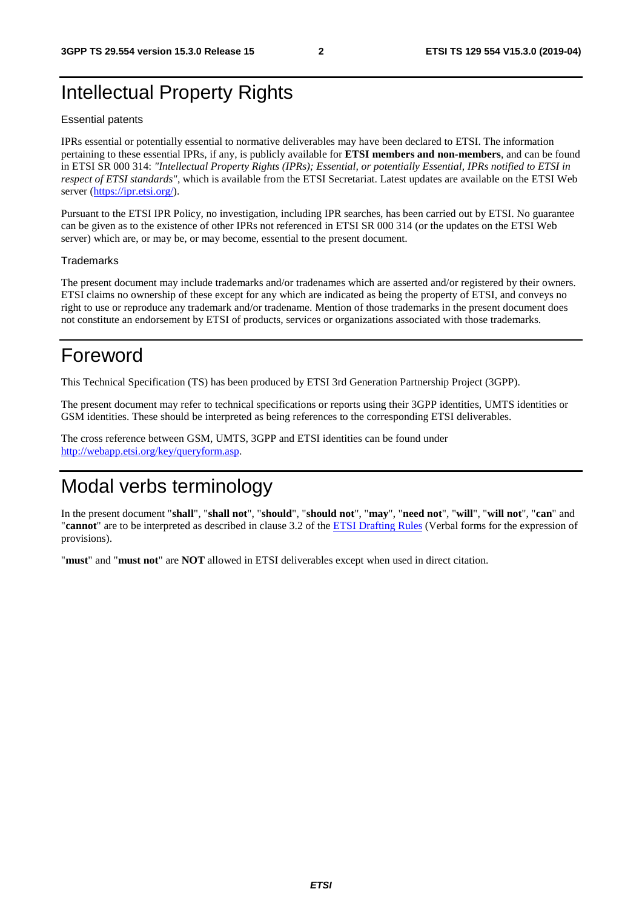# Intellectual Property Rights

Essential patents

IPRs essential or potentially essential to normative deliverables may have been declared to ETSI. The information pertaining to these essential IPRs, if any, is publicly available for **ETSI members and non-members**, and can be found in ETSI SR 000 314: *"Intellectual Property Rights (IPRs); Essential, or potentially Essential, IPRs notified to ETSI in respect of ETSI standards"*, which is available from the ETSI Secretariat. Latest updates are available on the ETSI Web server (https://ipr.etsi.org/).

Pursuant to the ETSI IPR Policy, no investigation, including IPR searches, has been carried out by ETSI. No guarantee can be given as to the existence of other IPRs not referenced in ETSI SR 000 314 (or the updates on the ETSI Web server) which are, or may be, or may become, essential to the present document.

Trademarks

The present document may include trademarks and/or tradenames which are asserted and/or registered by their owners. ETSI claims no ownership of these except for any which are indicated as being the property of ETSI, and conveys no right to use or reproduce any trademark and/or tradename. Mention of those trademarks in the present document does not constitute an endorsement by ETSI of products, services or organizations associated with those trademarks.

# Foreword

This Technical Specification (TS) has been produced by ETSI 3rd Generation Partnership Project (3GPP).

The present document may refer to technical specifications or reports using their 3GPP identities, UMTS identities or GSM identities. These should be interpreted as being references to the corresponding ETSI deliverables.

The cross reference between GSM, UMTS, 3GPP and ETSI identities can be found under http://webapp.etsi.org/key/queryform.asp.

# Modal verbs terminology

In the present document "**shall**", "**shall not**", "**should**", "**should not**", "**may**", "**need not**", "**will**", "**will not**", "**can**" and "**cannot**" are to be interpreted as described in clause 3.2 of the ETSI Drafting Rules (Verbal forms for the expression of provisions).

"**must**" and "**must not**" are **NOT** allowed in ETSI deliverables except when used in direct citation.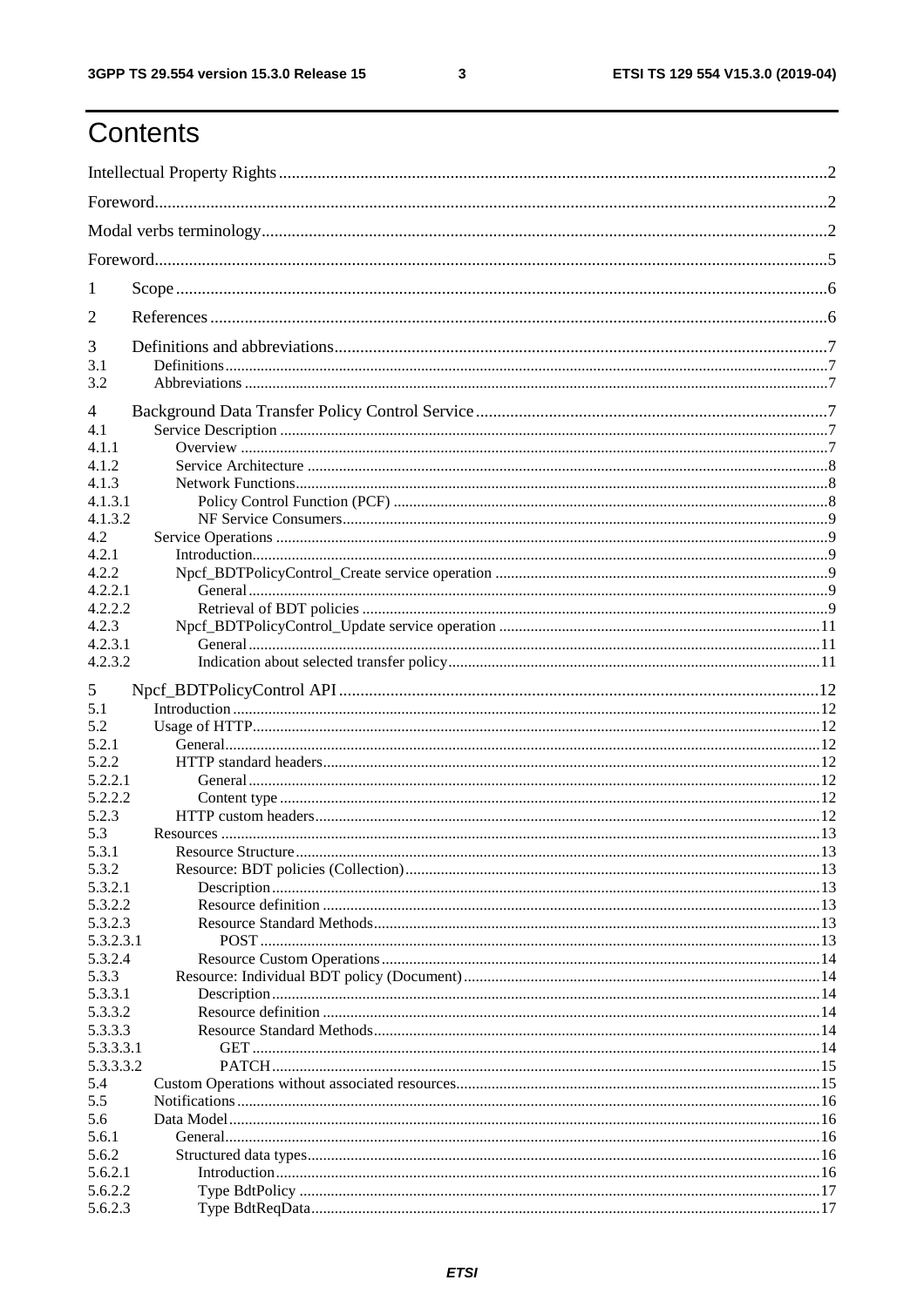# Contents

Intellectual Property Rights ..... 2

Foreword ..... 2

Modal verbs terminology ..... 2

Foreword ..... 5

1 Scope ..... 6

2 References ..... 6

3 Definitions and abbreviations ..... 7

3.1 Definitions ..... 7

3.2 Abbreviations ..... 7

4 Background Data Transfer Policy Control Service ..... 7

4.1 Service Description ..... 7

4.1.1 Overview ..... 7

4.1.2 Service Architecture ..... 8

4.1.3 Network Functions ..... 8

4.1.3.1 Policy Control Function (PCF) ..... 8

4.1.3.2 NF Service Consumers ..... 9

4.2 Service Operations ..... 9

4.2.1 Introduction ..... 9

4.2.2 Npcf_BDTPolicyControl_Create service operation ..... 9

4.2.2.1 General ..... 9

4.2.2.2 Retrieval of BDT policies ..... 9

4.2.3 Npcf_BDTPolicyControl_Update service operation ..... 11

4.2.3.1 General ..... 11

4.2.3.2 Indication about selected transfer policy ..... 11

5 Npcf_BDTPolicyControl API ..... 12

5.1 Introduction ..... 12

5.2 Usage of HTTP ..... 12

5.2.1 General ..... 12

5.2.2 HTTP standard headers ..... 12

5.2.2.1 General ..... 12

5.2.2.2 Content type ..... 12

5.2.3 HTTP custom headers ..... 12

5.3 Resources ..... 13

5.3.1 Resource Structure ..... 13

5.3.2 Resource: BDT policies (Collection) ..... 13

5.3.2.1 Description ..... 13

5.3.2.2 Resource definition ..... 13

5.3.2.3 Resource Standard Methods ..... 13

5.3.2.3.1 POST ..... 13

5.3.2.4 Resource Custom Operations ..... 14

5.3.3 Resource: Individual BDT policy (Document) ..... 14

5.3.3.1 Description ..... 14

5.3.3.2 Resource definition ..... 14

5.3.3.3 Resource Standard Methods ..... 14

5.3.3.3.1 GET ..... 14

5.3.3.3.2 PATCH ..... 15

5.4 Custom Operations without associated resources ..... 15

5.5 Notifications ..... 16

5.6 Data Model ..... 16

5.6.1 General ..... 16

5.6.2 Structured data types ..... 16

5.6.2.1 Introduction ..... 16

5.6.2.2 Type BdtPolicy ..... 17

5.6.2.3 Type BdtReqData ..... 17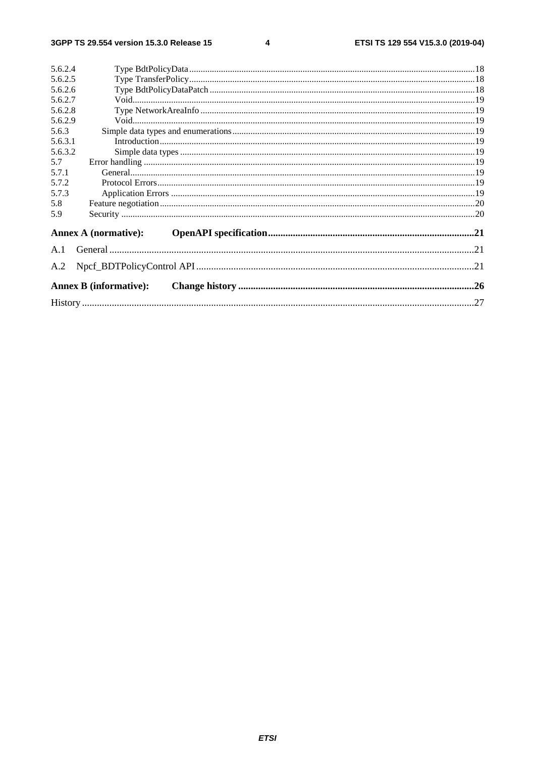5.6.2.4 Type BdtPolicyData .......... 18
5.6.2.5 Type TransferPolicy .......... 18
5.6.2.6 Type BdtPolicyDataPatch .......... 18
5.6.2.7 Void .......... 19
5.6.2.8 Type NetworkAreaInfo .......... 19
5.6.2.9 Void .......... 19
5.6.3 Simple data types and enumerations .......... 19
5.6.3.1 Introduction .......... 19
5.6.3.2 Simple data types .......... 19
5.7 Error handling .......... 19
5.7.1 General .......... 19
5.7.2 Protocol Errors .......... 19
5.7.3 Application Errors .......... 19
5.8 Feature negotiation .......... 20
5.9 Security .......... 20

**Annex A (normative): OpenAPI specification .......... 21**

A.1 General .......... 21

A.2 Npcf_BDTPolicyControl API .......... 21

**Annex B (informative): Change history .......... 26**

History .......... 27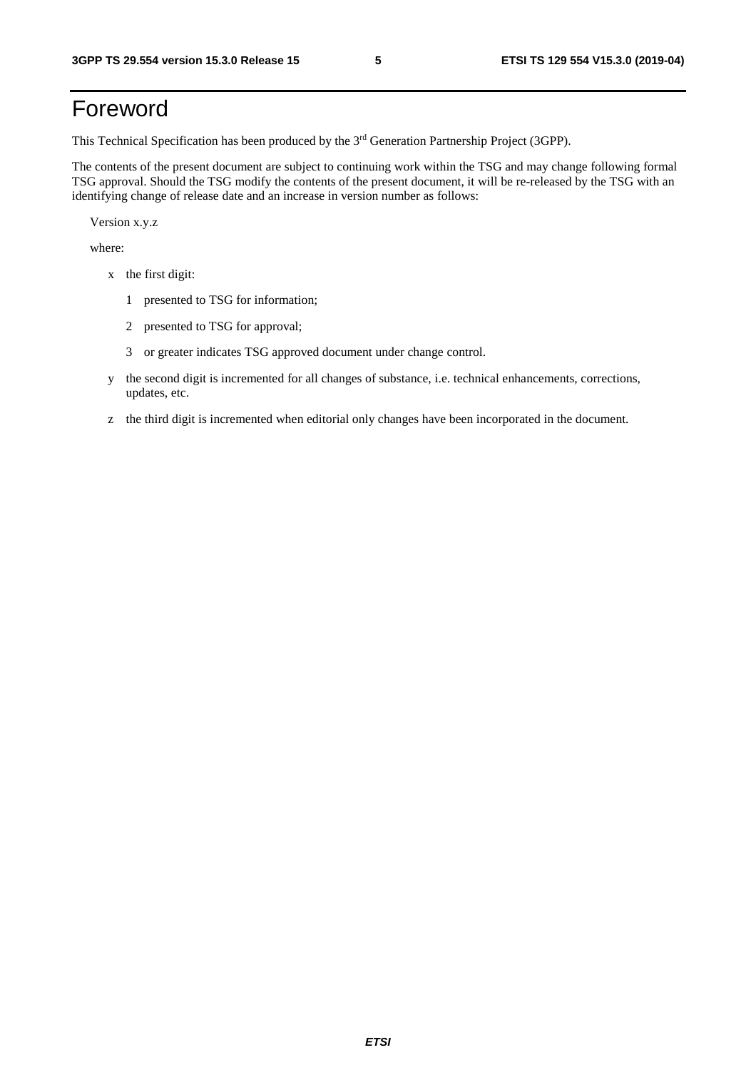# Foreword

This Technical Specification has been produced by the 3rd Generation Partnership Project (3GPP).

The contents of the present document are subject to continuing work within the TSG and may change following formal TSG approval. Should the TSG modify the contents of the present document, it will be re-released by the TSG with an identifying change of release date and an increase in version number as follows:

Version x.y.z

where:

- x the first digit:
  - 1 presented to TSG for information;
  - 2 presented to TSG for approval;
  - 3 or greater indicates TSG approved document under change control.
- y the second digit is incremented for all changes of substance, i.e. technical enhancements, corrections, updates, etc.
- z the third digit is incremented when editorial only changes have been incorporated in the document.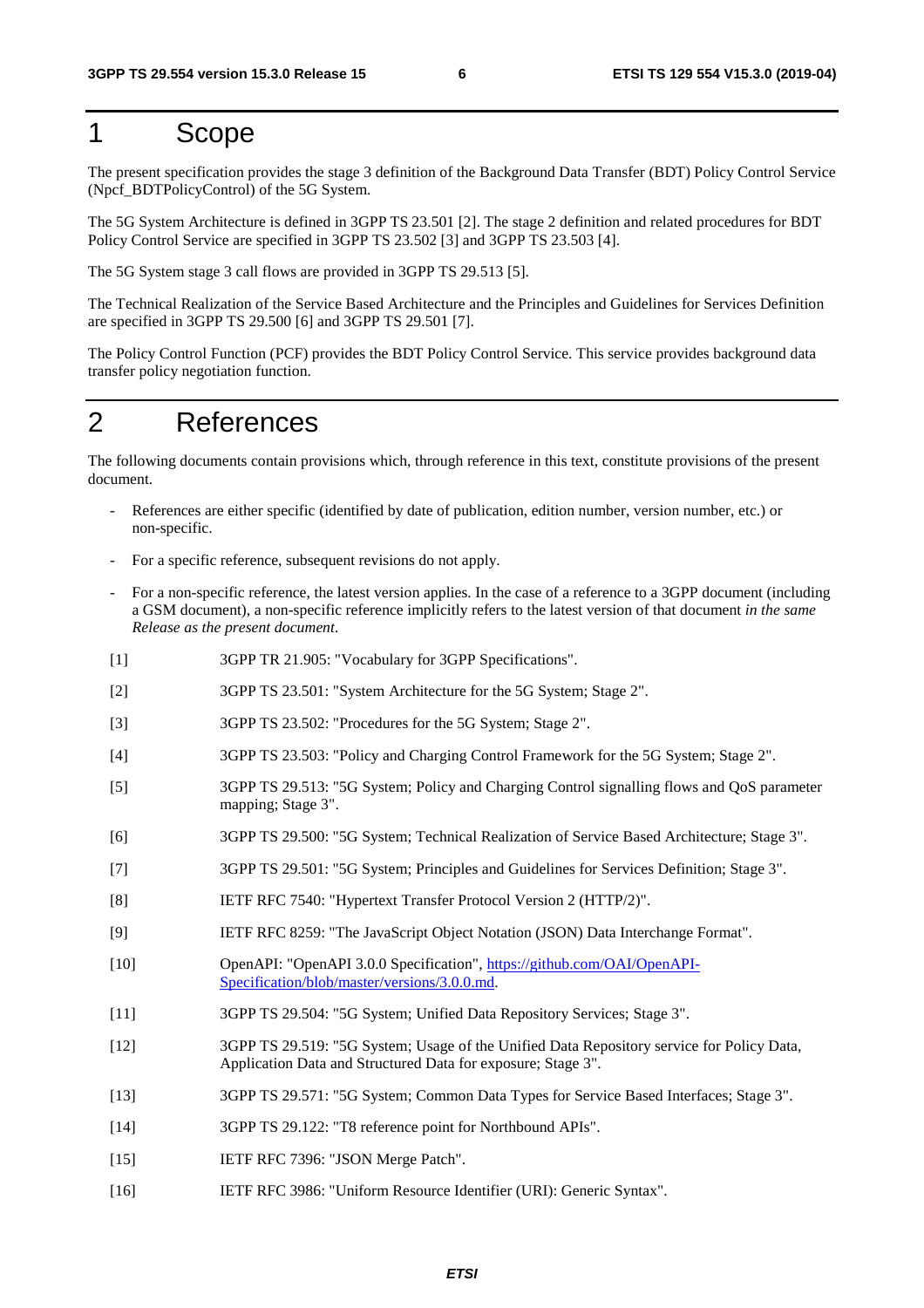# 1 Scope

The present specification provides the stage 3 definition of the Background Data Transfer (BDT) Policy Control Service (Npcf_BDTPolicyControl) of the 5G System.

The 5G System Architecture is defined in 3GPP TS 23.501 [2]. The stage 2 definition and related procedures for BDT Policy Control Service are specified in 3GPP TS 23.502 [3] and 3GPP TS 23.503 [4].

The 5G System stage 3 call flows are provided in 3GPP TS 29.513 [5].

The Technical Realization of the Service Based Architecture and the Principles and Guidelines for Services Definition are specified in 3GPP TS 29.500 [6] and 3GPP TS 29.501 [7].

The Policy Control Function (PCF) provides the BDT Policy Control Service. This service provides background data transfer policy negotiation function.

# 2 References

The following documents contain provisions which, through reference in this text, constitute provisions of the present document.

- References are either specific (identified by date of publication, edition number, version number, etc.) or non-specific.
- For a specific reference, subsequent revisions do not apply.
- For a non-specific reference, the latest version applies. In the case of a reference to a 3GPP document (including a GSM document), a non-specific reference implicitly refers to the latest version of that document *in the same Release as the present document*.

[1] 3GPP TR 21.905: "Vocabulary for 3GPP Specifications".

[2] 3GPP TS 23.501: "System Architecture for the 5G System; Stage 2".

[3] 3GPP TS 23.502: "Procedures for the 5G System; Stage 2".

[4] 3GPP TS 23.503: "Policy and Charging Control Framework for the 5G System; Stage 2".

[5] 3GPP TS 29.513: "5G System; Policy and Charging Control signalling flows and QoS parameter mapping; Stage 3".

[6] 3GPP TS 29.500: "5G System; Technical Realization of Service Based Architecture; Stage 3".

[7] 3GPP TS 29.501: "5G System; Principles and Guidelines for Services Definition; Stage 3".

[8] IETF RFC 7540: "Hypertext Transfer Protocol Version 2 (HTTP/2)".

[9] IETF RFC 8259: "The JavaScript Object Notation (JSON) Data Interchange Format".

[10] OpenAPI: "OpenAPI 3.0.0 Specification", https://github.com/OAI/OpenAPI-Specification/blob/master/versions/3.0.0.md.

[11] 3GPP TS 29.504: "5G System; Unified Data Repository Services; Stage 3".

[12] 3GPP TS 29.519: "5G System; Usage of the Unified Data Repository service for Policy Data, Application Data and Structured Data for exposure; Stage 3".

[13] 3GPP TS 29.571: "5G System; Common Data Types for Service Based Interfaces; Stage 3".

[14] 3GPP TS 29.122: "T8 reference point for Northbound APIs".

[15] IETF RFC 7396: "JSON Merge Patch".

[16] IETF RFC 3986: "Uniform Resource Identifier (URI): Generic Syntax".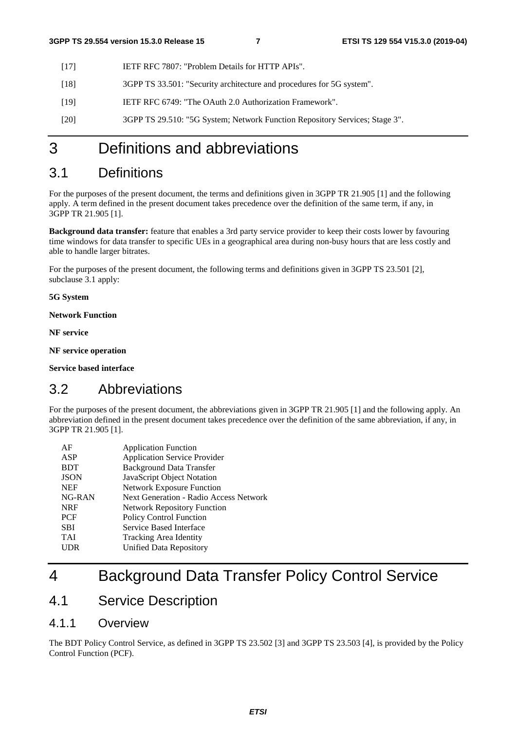[17] IETF RFC 7807: "Problem Details for HTTP APIs".

[18] 3GPP TS 33.501: "Security architecture and procedures for 5G system".

[19] IETF RFC 6749: "The OAuth 2.0 Authorization Framework".

[20] 3GPP TS 29.510: "5G System; Network Function Repository Services; Stage 3".

# 3 Definitions and abbreviations

## 3.1 Definitions

For the purposes of the present document, the terms and definitions given in 3GPP TR 21.905 [1] and the following apply. A term defined in the present document takes precedence over the definition of the same term, if any, in 3GPP TR 21.905 [1].

**Background data transfer:** feature that enables a 3rd party service provider to keep their costs lower by favouring time windows for data transfer to specific UEs in a geographical area during non-busy hours that are less costly and able to handle larger bitrates.

For the purposes of the present document, the following terms and definitions given in 3GPP TS 23.501 [2], subclause 3.1 apply:

**5G System**

**Network Function**

**NF service**

**NF service operation**

**Service based interface**

## 3.2 Abbreviations

For the purposes of the present document, the abbreviations given in 3GPP TR 21.905 [1] and the following apply. An abbreviation defined in the present document takes precedence over the definition of the same abbreviation, if any, in 3GPP TR 21.905 [1].

| | |
|---|---|
| AF | Application Function |
| ASP | Application Service Provider |
| BDT | Background Data Transfer |
| JSON | JavaScript Object Notation |
| NEF | Network Exposure Function |
| NG-RAN | Next Generation - Radio Access Network |
| NRF | Network Repository Function |
| PCF | Policy Control Function |
| SBI | Service Based Interface |
| TAI | Tracking Area Identity |
| UDR | Unified Data Repository |

# 4 Background Data Transfer Policy Control Service

## 4.1 Service Description

### 4.1.1 Overview

The BDT Policy Control Service, as defined in 3GPP TS 23.502 [3] and 3GPP TS 23.503 [4], is provided by the Policy Control Function (PCF).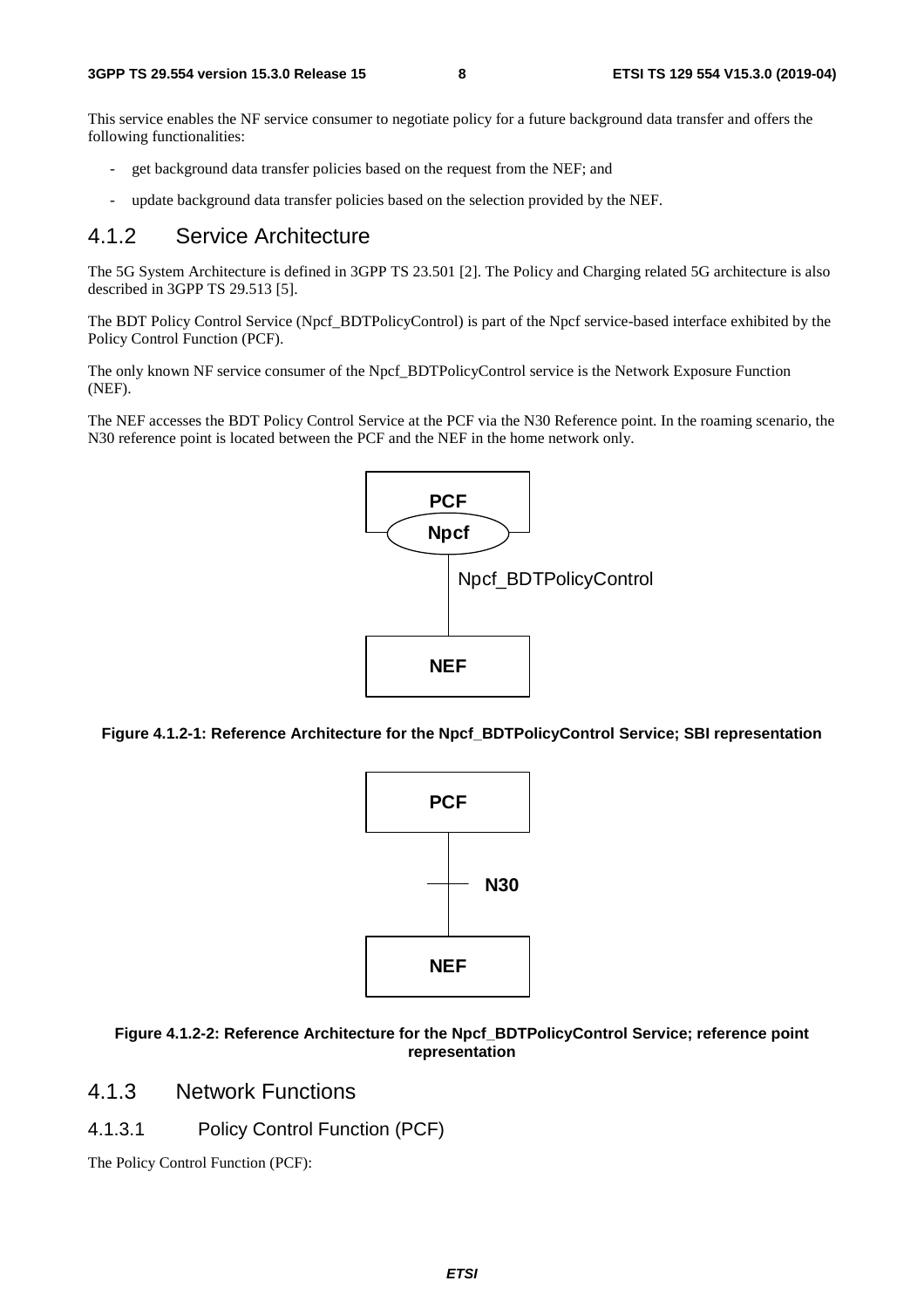This service enables the NF service consumer to negotiate policy for a future background data transfer and offers the following functionalities:

- get background data transfer policies based on the request from the NEF; and
- update background data transfer policies based on the selection provided by the NEF.

### 4.1.2 Service Architecture

The 5G System Architecture is defined in 3GPP TS 23.501 [2]. The Policy and Charging related 5G architecture is also described in 3GPP TS 29.513 [5].

The BDT Policy Control Service (Npcf_BDTPolicyControl) is part of the Npcf service-based interface exhibited by the Policy Control Function (PCF).

The only known NF service consumer of the Npcf_BDTPolicyControl service is the Network Exposure Function (NEF).

The NEF accesses the BDT Policy Control Service at the PCF via the N30 Reference point. In the roaming scenario, the N30 reference point is located between the PCF and the NEF in the home network only.

**Figure 4.1.2-1: Reference Architecture for the Npcf_BDTPolicyControl Service; SBI representation**

**Figure 4.1.2-2: Reference Architecture for the Npcf_BDTPolicyControl Service; reference point representation**

### 4.1.3 Network Functions

#### 4.1.3.1 Policy Control Function (PCF)

The Policy Control Function (PCF):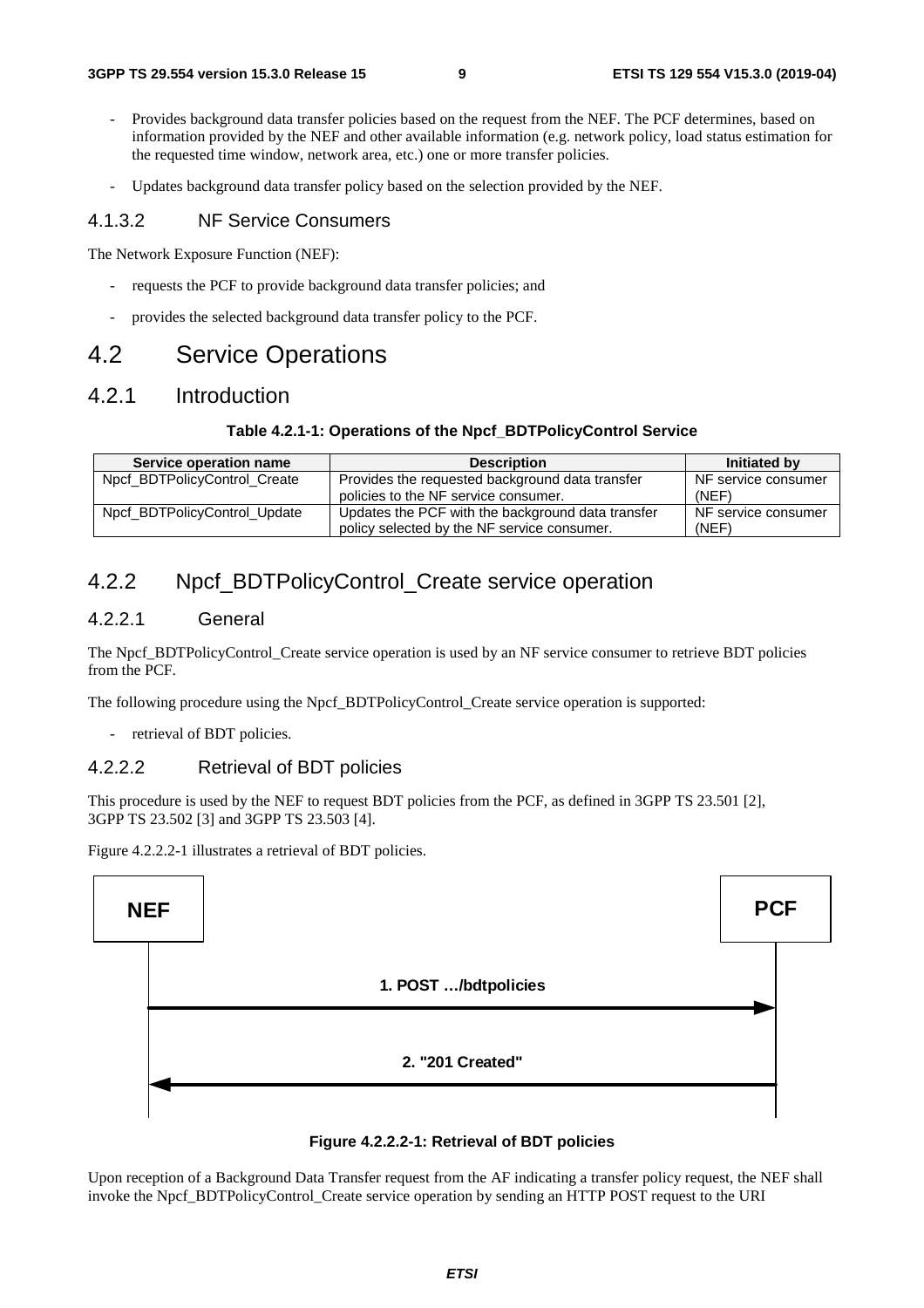- Provides background data transfer policies based on the request from the NEF. The PCF determines, based on information provided by the NEF and other available information (e.g. network policy, load status estimation for the requested time window, network area, etc.) one or more transfer policies.
- Updates background data transfer policy based on the selection provided by the NEF.

#### 4.1.3.2 NF Service Consumers

The Network Exposure Function (NEF):

- requests the PCF to provide background data transfer policies; and
- provides the selected background data transfer policy to the PCF.

## 4.2 Service Operations

### 4.2.1 Introduction

**Table 4.2.1-1: Operations of the Npcf_BDTPolicyControl Service**

| Service operation name | Description | Initiated by |
| --- | --- | --- |
| Npcf_BDTPolicyControl_Create | Provides the requested background data transfer policies to the NF service consumer. | NF service consumer (NEF) |
| Npcf_BDTPolicyControl_Update | Updates the PCF with the background data transfer policy selected by the NF service consumer. | NF service consumer (NEF) |

### 4.2.2 Npcf_BDTPolicyControl_Create service operation

#### 4.2.2.1 General

The Npcf_BDTPolicyControl_Create service operation is used by an NF service consumer to retrieve BDT policies from the PCF.

The following procedure using the Npcf_BDTPolicyControl_Create service operation is supported:

- retrieval of BDT policies.

#### 4.2.2.2 Retrieval of BDT policies

This procedure is used by the NEF to request BDT policies from the PCF, as defined in 3GPP TS 23.501 [2], 3GPP TS 23.502 [3] and 3GPP TS 23.503 [4].

Figure 4.2.2.2-1 illustrates a retrieval of BDT policies.

NEF → PCF: 1. POST …/bdtpolicies

PCF → NEF: 2. "201 Created"

**Figure 4.2.2.2-1: Retrieval of BDT policies**

Upon reception of a Background Data Transfer request from the AF indicating a transfer policy request, the NEF shall invoke the Npcf_BDTPolicyControl_Create service operation by sending an HTTP POST request to the URI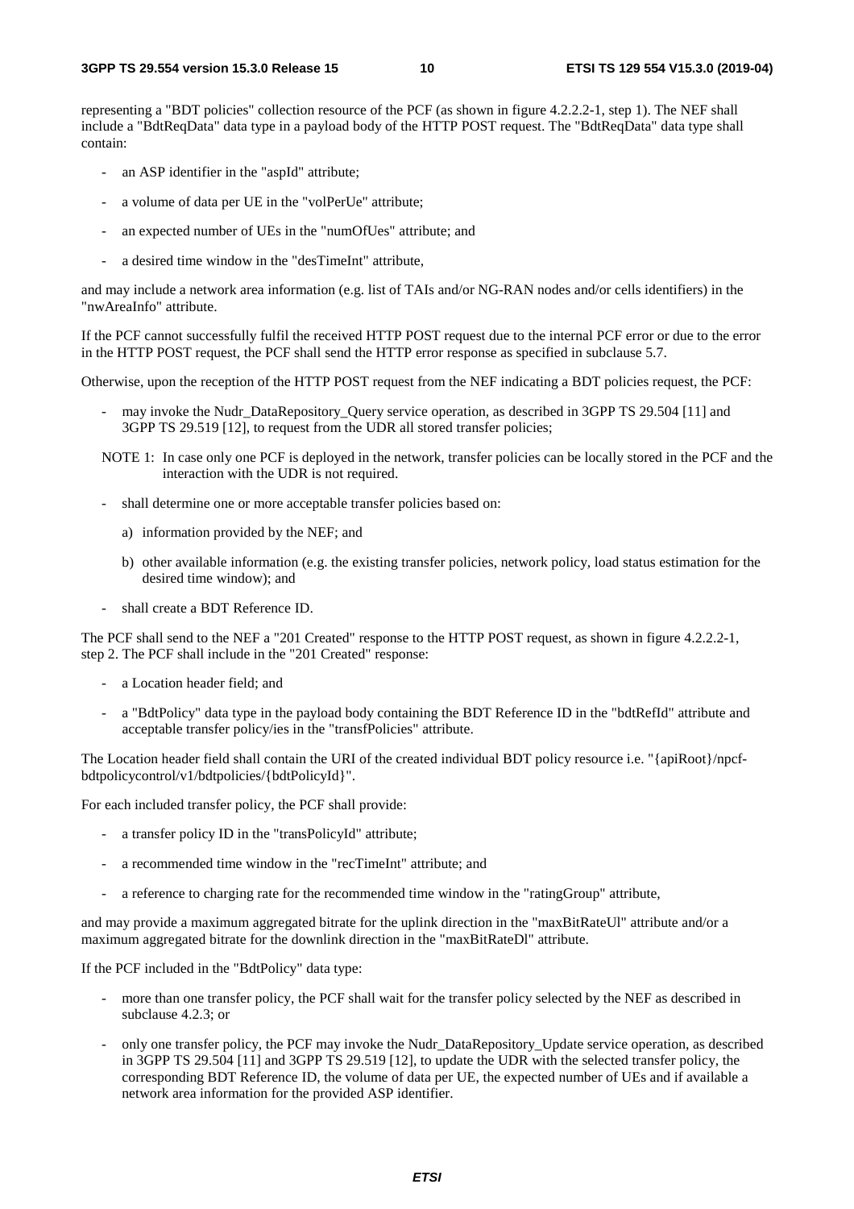representing a "BDT policies" collection resource of the PCF (as shown in figure 4.2.2.2-1, step 1). The NEF shall include a "BdtReqData" data type in a payload body of the HTTP POST request. The "BdtReqData" data type shall contain:

- an ASP identifier in the "aspId" attribute;
- a volume of data per UE in the "volPerUe" attribute;
- an expected number of UEs in the "numOfUes" attribute; and
- a desired time window in the "desTimeInt" attribute,

and may include a network area information (e.g. list of TAIs and/or NG-RAN nodes and/or cells identifiers) in the "nwAreaInfo" attribute.

If the PCF cannot successfully fulfil the received HTTP POST request due to the internal PCF error or due to the error in the HTTP POST request, the PCF shall send the HTTP error response as specified in subclause 5.7.

Otherwise, upon the reception of the HTTP POST request from the NEF indicating a BDT policies request, the PCF:

- may invoke the Nudr_DataRepository_Query service operation, as described in 3GPP TS 29.504 [11] and 3GPP TS 29.519 [12], to request from the UDR all stored transfer policies;

NOTE 1: In case only one PCF is deployed in the network, transfer policies can be locally stored in the PCF and the interaction with the UDR is not required.

- shall determine one or more acceptable transfer policies based on:
  a) information provided by the NEF; and
  b) other available information (e.g. the existing transfer policies, network policy, load status estimation for the desired time window); and
- shall create a BDT Reference ID.

The PCF shall send to the NEF a "201 Created" response to the HTTP POST request, as shown in figure 4.2.2.2-1, step 2. The PCF shall include in the "201 Created" response:

- a Location header field; and
- a "BdtPolicy" data type in the payload body containing the BDT Reference ID in the "bdtRefId" attribute and acceptable transfer policy/ies in the "transfPolicies" attribute.

The Location header field shall contain the URI of the created individual BDT policy resource i.e. "{apiRoot}/npcf-bdtpolicycontrol/v1/bdtpolicies/{bdtPolicyId}".

For each included transfer policy, the PCF shall provide:

- a transfer policy ID in the "transPolicyId" attribute;
- a recommended time window in the "recTimeInt" attribute; and
- a reference to charging rate for the recommended time window in the "ratingGroup" attribute,

and may provide a maximum aggregated bitrate for the uplink direction in the "maxBitRateUl" attribute and/or a maximum aggregated bitrate for the downlink direction in the "maxBitRateDl" attribute.

If the PCF included in the "BdtPolicy" data type:

- more than one transfer policy, the PCF shall wait for the transfer policy selected by the NEF as described in subclause 4.2.3; or
- only one transfer policy, the PCF may invoke the Nudr_DataRepository_Update service operation, as described in 3GPP TS 29.504 [11] and 3GPP TS 29.519 [12], to update the UDR with the selected transfer policy, the corresponding BDT Reference ID, the volume of data per UE, the expected number of UEs and if available a network area information for the provided ASP identifier.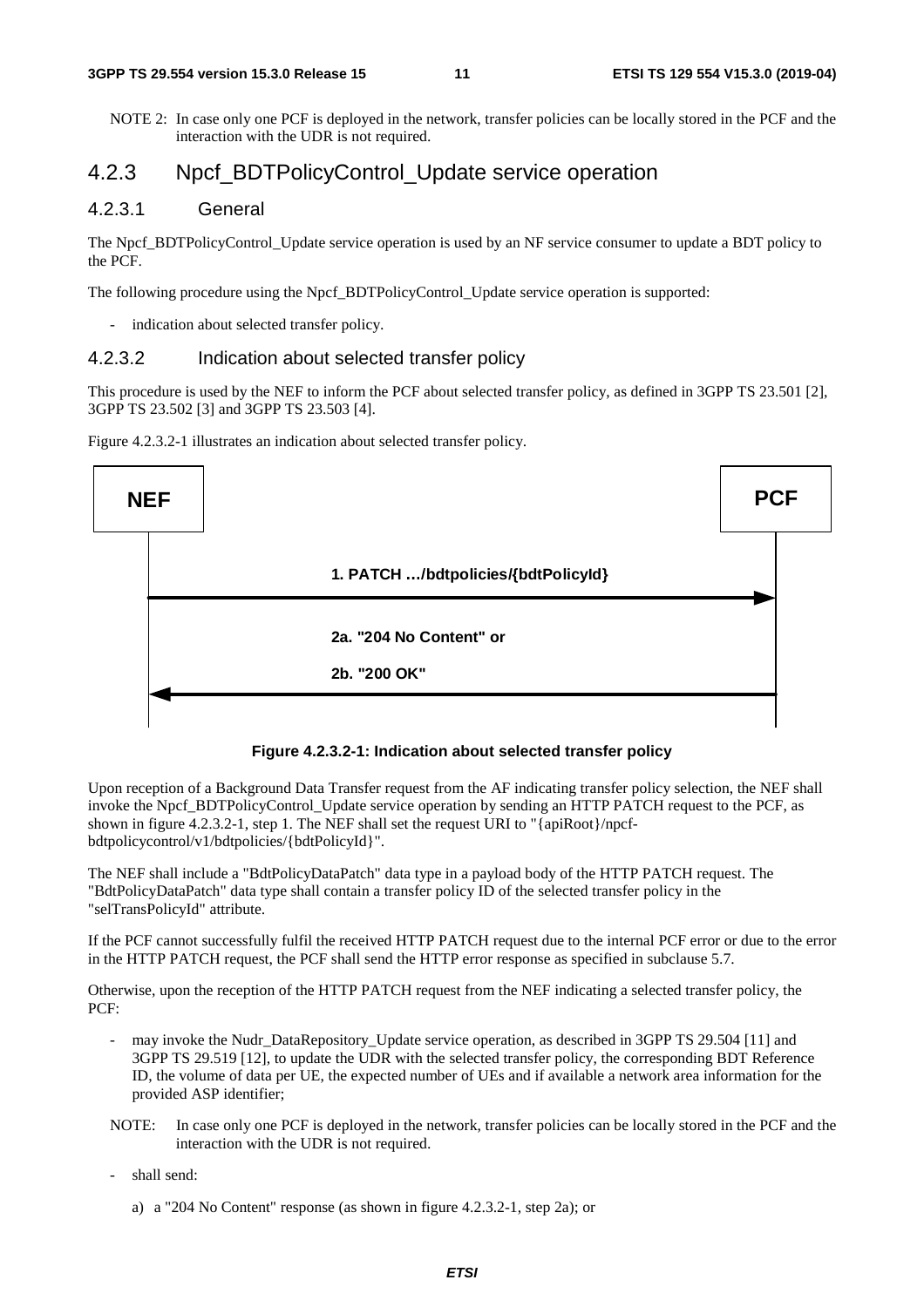NOTE 2: In case only one PCF is deployed in the network, transfer policies can be locally stored in the PCF and the interaction with the UDR is not required.

## 4.2.3 Npcf_BDTPolicyControl_Update service operation

### 4.2.3.1 General

The Npcf_BDTPolicyControl_Update service operation is used by an NF service consumer to update a BDT policy to the PCF.

The following procedure using the Npcf_BDTPolicyControl_Update service operation is supported:

- indication about selected transfer policy.

### 4.2.3.2 Indication about selected transfer policy

This procedure is used by the NEF to inform the PCF about selected transfer policy, as defined in 3GPP TS 23.501 [2], 3GPP TS 23.502 [3] and 3GPP TS 23.503 [4].

Figure 4.2.3.2-1 illustrates an indication about selected transfer policy.

NEF → PCF: 1. PATCH …/bdtpolicies/{bdtPolicyId}

PCF → NEF: 2a. "204 No Content" or 2b. "200 OK"

**Figure 4.2.3.2-1: Indication about selected transfer policy**

Upon reception of a Background Data Transfer request from the AF indicating transfer policy selection, the NEF shall invoke the Npcf_BDTPolicyControl_Update service operation by sending an HTTP PATCH request to the PCF, as shown in figure 4.2.3.2-1, step 1. The NEF shall set the request URI to "{apiRoot}/npcf-bdtpolicycontrol/v1/bdtpolicies/{bdtPolicyId}".

The NEF shall include a "BdtPolicyDataPatch" data type in a payload body of the HTTP PATCH request. The "BdtPolicyDataPatch" data type shall contain a transfer policy ID of the selected transfer policy in the "selTransPolicyId" attribute.

If the PCF cannot successfully fulfil the received HTTP PATCH request due to the internal PCF error or due to the error in the HTTP PATCH request, the PCF shall send the HTTP error response as specified in subclause 5.7.

Otherwise, upon the reception of the HTTP PATCH request from the NEF indicating a selected transfer policy, the PCF:

- may invoke the Nudr_DataRepository_Update service operation, as described in 3GPP TS 29.504 [11] and 3GPP TS 29.519 [12], to update the UDR with the selected transfer policy, the corresponding BDT Reference ID, the volume of data per UE, the expected number of UEs and if available a network area information for the provided ASP identifier;

NOTE: In case only one PCF is deployed in the network, transfer policies can be locally stored in the PCF and the interaction with the UDR is not required.

- shall send:

  a) a "204 No Content" response (as shown in figure 4.2.3.2-1, step 2a); or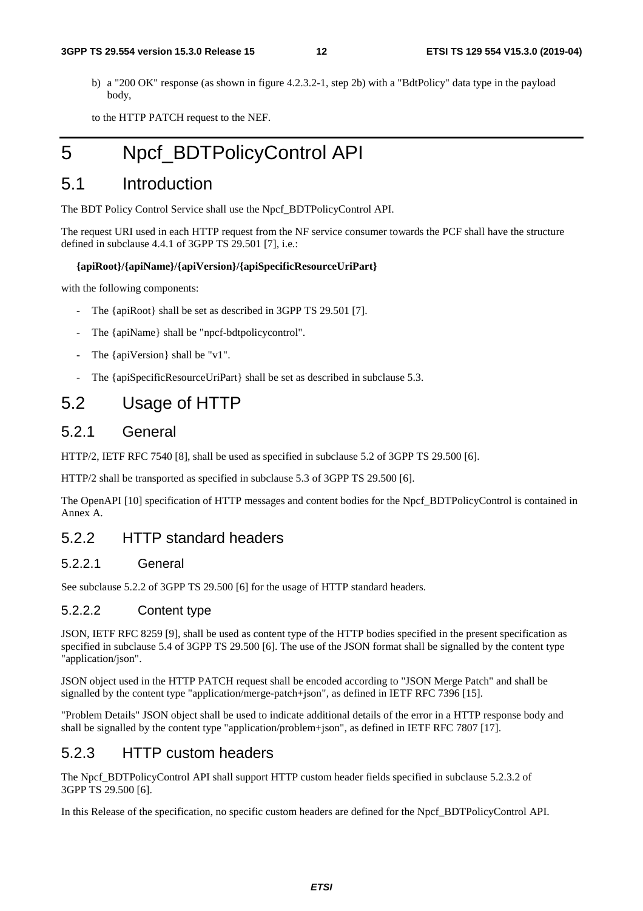b) a "200 OK" response (as shown in figure 4.2.3.2-1, step 2b) with a "BdtPolicy" data type in the payload body,

to the HTTP PATCH request to the NEF.

# 5 Npcf_BDTPolicyControl API

## 5.1 Introduction

The BDT Policy Control Service shall use the Npcf_BDTPolicyControl API.

The request URI used in each HTTP request from the NF service consumer towards the PCF shall have the structure defined in subclause 4.4.1 of 3GPP TS 29.501 [7], i.e.:

**{apiRoot}/{apiName}/{apiVersion}/{apiSpecificResourceUriPart}**

with the following components:

- The {apiRoot} shall be set as described in 3GPP TS 29.501 [7].
- The {apiName} shall be "npcf-bdtpolicycontrol".
- The {apiVersion} shall be "v1".
- The {apiSpecificResourceUriPart} shall be set as described in subclause 5.3.

## 5.2 Usage of HTTP

### 5.2.1 General

HTTP/2, IETF RFC 7540 [8], shall be used as specified in subclause 5.2 of 3GPP TS 29.500 [6].

HTTP/2 shall be transported as specified in subclause 5.3 of 3GPP TS 29.500 [6].

The OpenAPI [10] specification of HTTP messages and content bodies for the Npcf_BDTPolicyControl is contained in Annex A.

### 5.2.2 HTTP standard headers

#### 5.2.2.1 General

See subclause 5.2.2 of 3GPP TS 29.500 [6] for the usage of HTTP standard headers.

#### 5.2.2.2 Content type

JSON, IETF RFC 8259 [9], shall be used as content type of the HTTP bodies specified in the present specification as specified in subclause 5.4 of 3GPP TS 29.500 [6]. The use of the JSON format shall be signalled by the content type "application/json".

JSON object used in the HTTP PATCH request shall be encoded according to "JSON Merge Patch" and shall be signalled by the content type "application/merge-patch+json", as defined in IETF RFC 7396 [15].

"Problem Details" JSON object shall be used to indicate additional details of the error in a HTTP response body and shall be signalled by the content type "application/problem+json", as defined in IETF RFC 7807 [17].

### 5.2.3 HTTP custom headers

The Npcf_BDTPolicyControl API shall support HTTP custom header fields specified in subclause 5.2.3.2 of 3GPP TS 29.500 [6].

In this Release of the specification, no specific custom headers are defined for the Npcf_BDTPolicyControl API.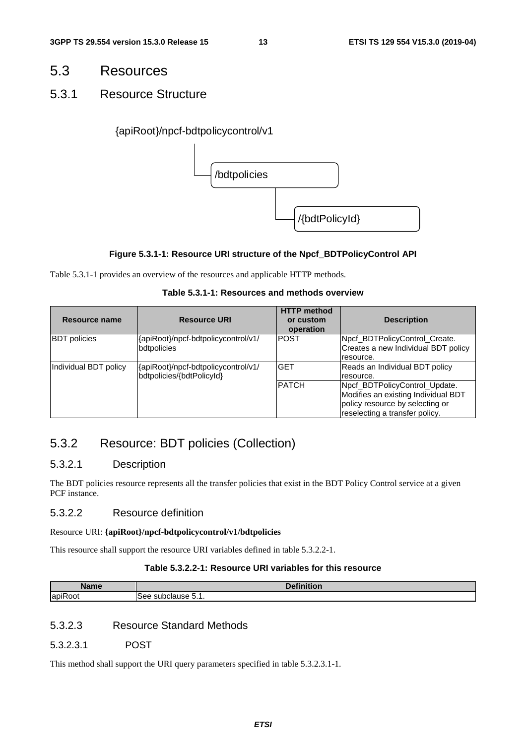## 5.3 Resources

### 5.3.1 Resource Structure

{apiRoot}/npcf-bdtpolicycontrol/v1

/bdtpolicies

/{bdtPolicyId}

**Figure 5.3.1-1: Resource URI structure of the Npcf_BDTPolicyControl API**

Table 5.3.1-1 provides an overview of the resources and applicable HTTP methods.

**Table 5.3.1-1: Resources and methods overview**

| Resource name | Resource URI | HTTP method or custom operation | Description |
|---|---|---|---|
| BDT policies | {apiRoot}/npcf-bdtpolicycontrol/v1/ bdtpolicies | POST | Npcf_BDTPolicyControl_Create. Creates a new Individual BDT policy resource. |
| Individual BDT policy | {apiRoot}/npcf-bdtpolicycontrol/v1/ bdtpolicies/{bdtPolicyId} | GET | Reads an Individual BDT policy resource. |
| | | PATCH | Npcf_BDTPolicyControl_Update. Modifies an existing Individual BDT policy resource by selecting or reselecting a transfer policy. |

### 5.3.2 Resource: BDT policies (Collection)

#### 5.3.2.1 Description

The BDT policies resource represents all the transfer policies that exist in the BDT Policy Control service at a given PCF instance.

#### 5.3.2.2 Resource definition

Resource URI: **{apiRoot}/npcf-bdtpolicycontrol/v1/bdtpolicies**

This resource shall support the resource URI variables defined in table 5.3.2.2-1.

**Table 5.3.2.2-1: Resource URI variables for this resource**

| Name | Definition |
|---|---|
| apiRoot | See subclause 5.1. |

#### 5.3.2.3 Resource Standard Methods

##### 5.3.2.3.1 POST

This method shall support the URI query parameters specified in table 5.3.2.3.1-1.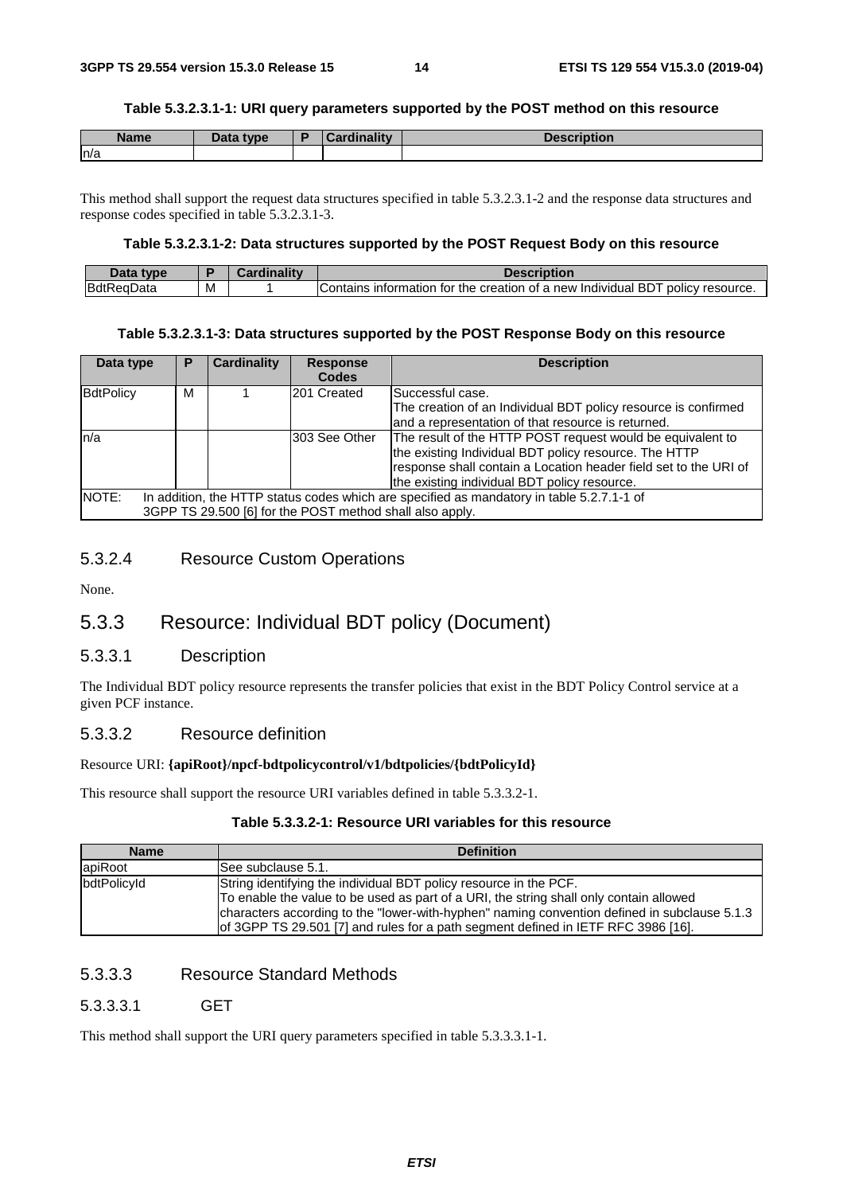**Table 5.3.2.3.1-1: URI query parameters supported by the POST method on this resource**

| Name | Data type | P | Cardinality | Description |
|---|---|---|---|---|
| n/a | | | | |

This method shall support the request data structures specified in table 5.3.2.3.1-2 and the response data structures and response codes specified in table 5.3.2.3.1-3.

**Table 5.3.2.3.1-2: Data structures supported by the POST Request Body on this resource**

| Data type | P | Cardinality | Description |
|---|---|---|---|
| BdtReqData | M | 1 | Contains information for the creation of a new Individual BDT policy resource. |

**Table 5.3.2.3.1-3: Data structures supported by the POST Response Body on this resource**

| Data type | P | Cardinality | Response Codes | Description |
|---|---|---|---|---|
| BdtPolicy | M | 1 | 201 Created | Successful case.<br>The creation of an Individual BDT policy resource is confirmed and a representation of that resource is returned. |
| n/a | | | 303 See Other | The result of the HTTP POST request would be equivalent to the existing Individual BDT policy resource. The HTTP response shall contain a Location header field set to the URI of the existing individual BDT policy resource. |
| NOTE: In addition, the HTTP status codes which are specified as mandatory in table 5.2.7.1-1 of 3GPP TS 29.500 [6] for the POST method shall also apply. | | | | |

#### 5.3.2.4 Resource Custom Operations

None.

### 5.3.3 Resource: Individual BDT policy (Document)

#### 5.3.3.1 Description

The Individual BDT policy resource represents the transfer policies that exist in the BDT Policy Control service at a given PCF instance.

#### 5.3.3.2 Resource definition

Resource URI: **{apiRoot}/npcf-bdtpolicycontrol/v1/bdtpolicies/{bdtPolicyId}**

This resource shall support the resource URI variables defined in table 5.3.3.2-1.

**Table 5.3.3.2-1: Resource URI variables for this resource**

| Name | Definition |
|---|---|
| apiRoot | See subclause 5.1. |
| bdtPolicyId | String identifying the individual BDT policy resource in the PCF.<br>To enable the value to be used as part of a URI, the string shall only contain allowed characters according to the "lower-with-hyphen" naming convention defined in subclause 5.1.3 of 3GPP TS 29.501 [7] and rules for a path segment defined in IETF RFC 3986 [16]. |

#### 5.3.3.3 Resource Standard Methods

##### 5.3.3.3.1 GET

This method shall support the URI query parameters specified in table 5.3.3.3.1-1.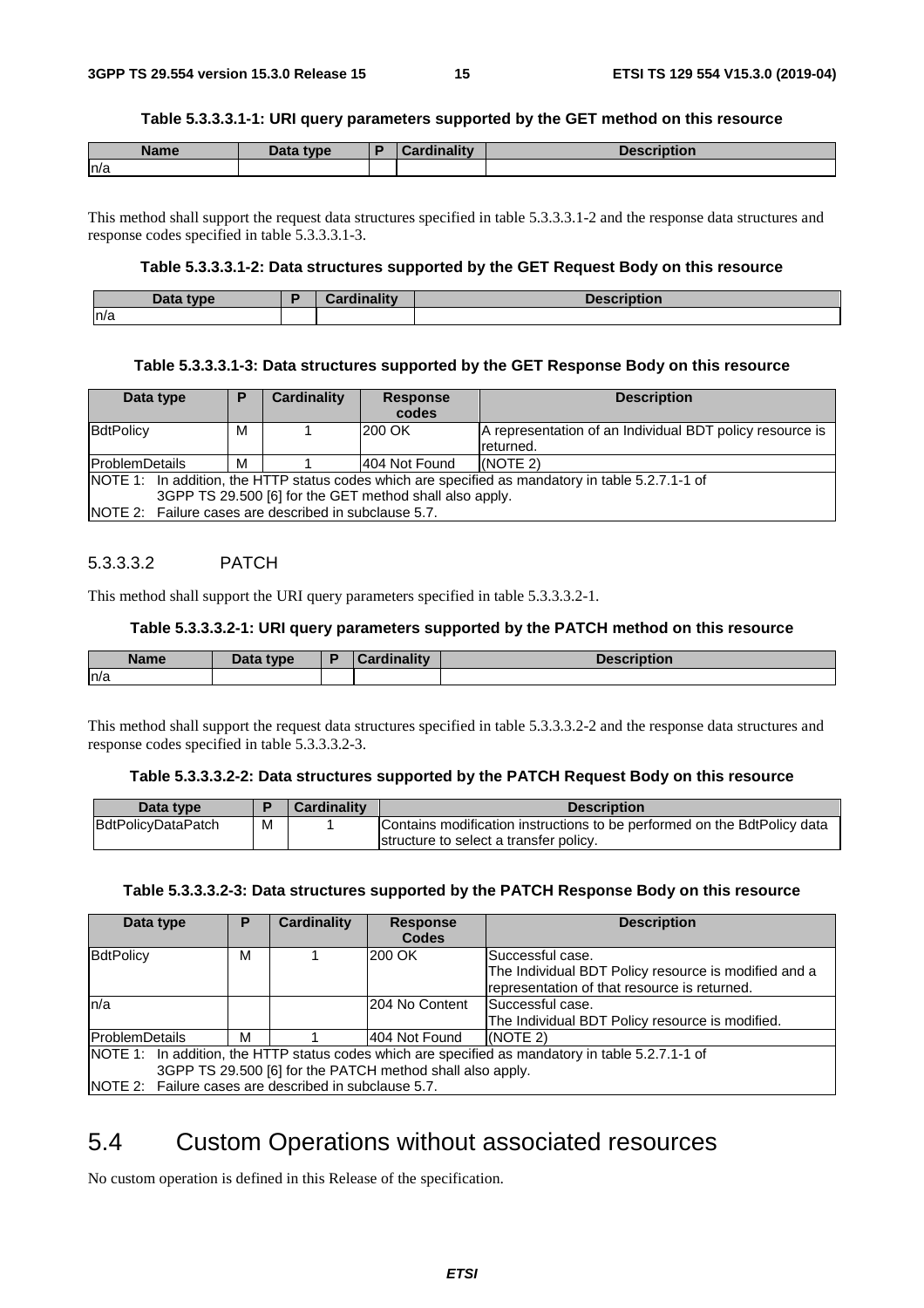**Table 5.3.3.3.1-1: URI query parameters supported by the GET method on this resource**

| Name | Data type | P | Cardinality | Description |
| --- | --- | --- | --- | --- |
| n/a | | | | |

This method shall support the request data structures specified in table 5.3.3.3.1-2 and the response data structures and response codes specified in table 5.3.3.3.1-3.

**Table 5.3.3.3.1-2: Data structures supported by the GET Request Body on this resource**

| Data type | P | Cardinality | Description |
| --- | --- | --- | --- |
| n/a | | | |

**Table 5.3.3.3.1-3: Data structures supported by the GET Response Body on this resource**

| Data type | P | Cardinality | Response codes | Description |
| --- | --- | --- | --- | --- |
| BdtPolicy | M | 1 | 200 OK | A representation of an Individual BDT policy resource is returned. |
| ProblemDetails | M | 1 | 404 Not Found | (NOTE 2) |
| NOTE 1: In addition, the HTTP status codes which are specified as mandatory in table 5.2.7.1-1 of 3GPP TS 29.500 [6] for the GET method shall also apply.<br>NOTE 2: Failure cases are described in subclause 5.7. | | | | |

#### 5.3.3.3.2 PATCH

This method shall support the URI query parameters specified in table 5.3.3.3.2-1.

**Table 5.3.3.3.2-1: URI query parameters supported by the PATCH method on this resource**

| Name | Data type | P | Cardinality | Description |
| --- | --- | --- | --- | --- |
| n/a | | | | |

This method shall support the request data structures specified in table 5.3.3.3.2-2 and the response data structures and response codes specified in table 5.3.3.3.2-3.

**Table 5.3.3.3.2-2: Data structures supported by the PATCH Request Body on this resource**

| Data type | P | Cardinality | Description |
| --- | --- | --- | --- |
| BdtPolicyDataPatch | M | 1 | Contains modification instructions to be performed on the BdtPolicy data structure to select a transfer policy. |

**Table 5.3.3.3.2-3: Data structures supported by the PATCH Response Body on this resource**

| Data type | P | Cardinality | Response Codes | Description |
| --- | --- | --- | --- | --- |
| BdtPolicy | M | 1 | 200 OK | Successful case.<br>The Individual BDT Policy resource is modified and a representation of that resource is returned. |
| n/a | | | 204 No Content | Successful case.<br>The Individual BDT Policy resource is modified. |
| ProblemDetails | M | 1 | 404 Not Found | (NOTE 2) |
| NOTE 1: In addition, the HTTP status codes which are specified as mandatory in table 5.2.7.1-1 of 3GPP TS 29.500 [6] for the PATCH method shall also apply.<br>NOTE 2: Failure cases are described in subclause 5.7. | | | | |

## 5.4 Custom Operations without associated resources

No custom operation is defined in this Release of the specification.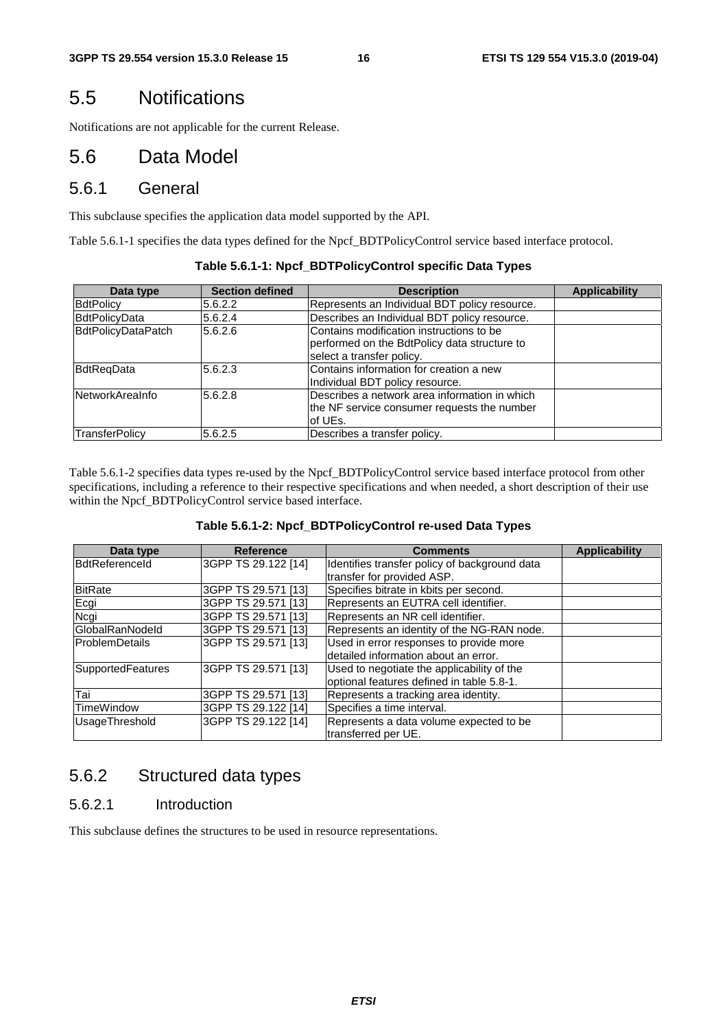# 5.5 Notifications

Notifications are not applicable for the current Release.

# 5.6 Data Model

## 5.6.1 General

This subclause specifies the application data model supported by the API.

Table 5.6.1-1 specifies the data types defined for the Npcf_BDTPolicyControl service based interface protocol.

**Table 5.6.1-1: Npcf_BDTPolicyControl specific Data Types**

| Data type | Section defined | Description | Applicability |
|---|---|---|---|
| BdtPolicy | 5.6.2.2 | Represents an Individual BDT policy resource. | |
| BdtPolicyData | 5.6.2.4 | Describes an Individual BDT policy resource. | |
| BdtPolicyDataPatch | 5.6.2.6 | Contains modification instructions to be performed on the BdtPolicy data structure to select a transfer policy. | |
| BdtReqData | 5.6.2.3 | Contains information for creation a new Individual BDT policy resource. | |
| NetworkAreaInfo | 5.6.2.8 | Describes a network area information in which the NF service consumer requests the number of UEs. | |
| TransferPolicy | 5.6.2.5 | Describes a transfer policy. | |

Table 5.6.1-2 specifies data types re-used by the Npcf_BDTPolicyControl service based interface protocol from other specifications, including a reference to their respective specifications and when needed, a short description of their use within the Npcf_BDTPolicyControl service based interface.

**Table 5.6.1-2: Npcf_BDTPolicyControl re-used Data Types**

| Data type | Reference | Comments | Applicability |
|---|---|---|---|
| BdtReferenceId | 3GPP TS 29.122 [14] | Identifies transfer policy of background data transfer for provided ASP. | |
| BitRate | 3GPP TS 29.571 [13] | Specifies bitrate in kbits per second. | |
| Ecgi | 3GPP TS 29.571 [13] | Represents an EUTRA cell identifier. | |
| Ncgi | 3GPP TS 29.571 [13] | Represents an NR cell identifier. | |
| GlobalRanNodeId | 3GPP TS 29.571 [13] | Represents an identity of the NG-RAN node. | |
| ProblemDetails | 3GPP TS 29.571 [13] | Used in error responses to provide more detailed information about an error. | |
| SupportedFeatures | 3GPP TS 29.571 [13] | Used to negotiate the applicability of the optional features defined in table 5.8-1. | |
| Tai | 3GPP TS 29.571 [13] | Represents a tracking area identity. | |
| TimeWindow | 3GPP TS 29.122 [14] | Specifies a time interval. | |
| UsageThreshold | 3GPP TS 29.122 [14] | Represents a data volume expected to be transferred per UE. | |

## 5.6.2 Structured data types

### 5.6.2.1 Introduction

This subclause defines the structures to be used in resource representations.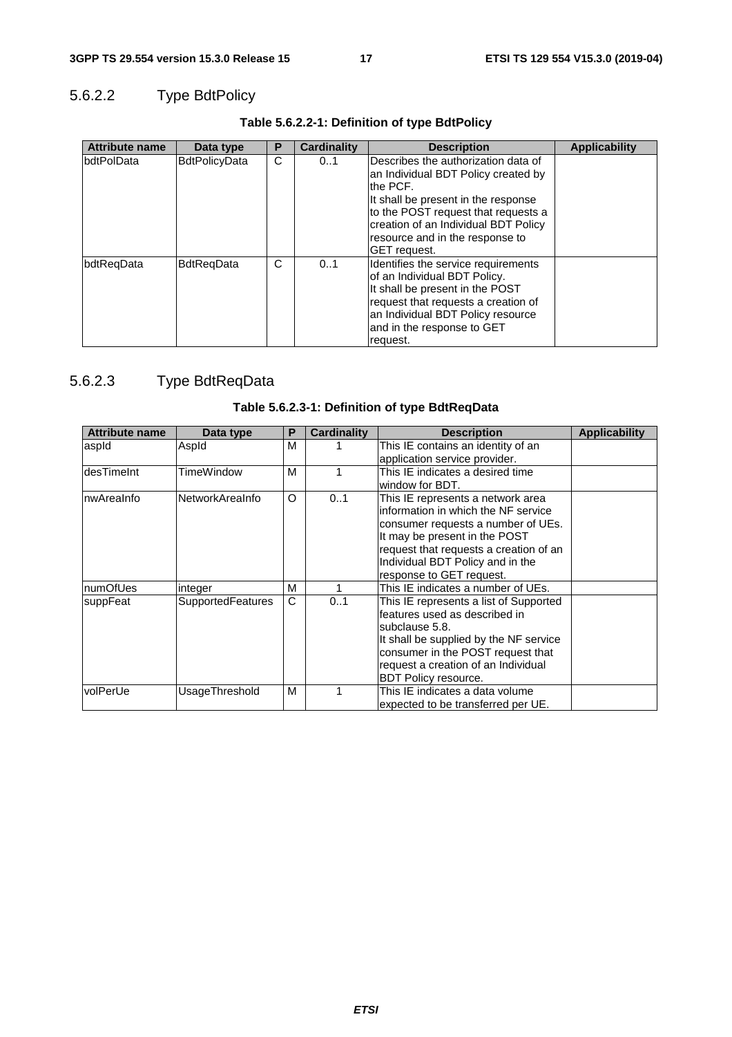### 5.6.2.2 Type BdtPolicy

**Table 5.6.2.2-1: Definition of type BdtPolicy**

| Attribute name | Data type | P | Cardinality | Description | Applicability |
|---|---|---|---|---|---|
| bdtPolData | BdtPolicyData | C | 0..1 | Describes the authorization data of an Individual BDT Policy created by the PCF.<br>It shall be present in the response to the POST request that requests a creation of an Individual BDT Policy resource and in the response to GET request. | |
| bdtReqData | BdtReqData | C | 0..1 | Identifies the service requirements of an Individual BDT Policy.<br>It shall be present in the POST request that requests a creation of an Individual BDT Policy resource and in the response to GET request. | |

### 5.6.2.3 Type BdtReqData

**Table 5.6.2.3-1: Definition of type BdtReqData**

| Attribute name | Data type | P | Cardinality | Description | Applicability |
|---|---|---|---|---|---|
| aspId | AspId | M | 1 | This IE contains an identity of an application service provider. | |
| desTimeInt | TimeWindow | M | 1 | This IE indicates a desired time window for BDT. | |
| nwAreaInfo | NetworkAreaInfo | O | 0..1 | This IE represents a network area information in which the NF service consumer requests a number of UEs.<br>It may be present in the POST request that requests a creation of an Individual BDT Policy and in the response to GET request. | |
| numOfUes | integer | M | 1 | This IE indicates a number of UEs. | |
| suppFeat | SupportedFeatures | C | 0..1 | This IE represents a list of Supported features used as described in subclause 5.8.<br>It shall be supplied by the NF service consumer in the POST request that request a creation of an Individual BDT Policy resource. | |
| volPerUe | UsageThreshold | M | 1 | This IE indicates a data volume expected to be transferred per UE. | |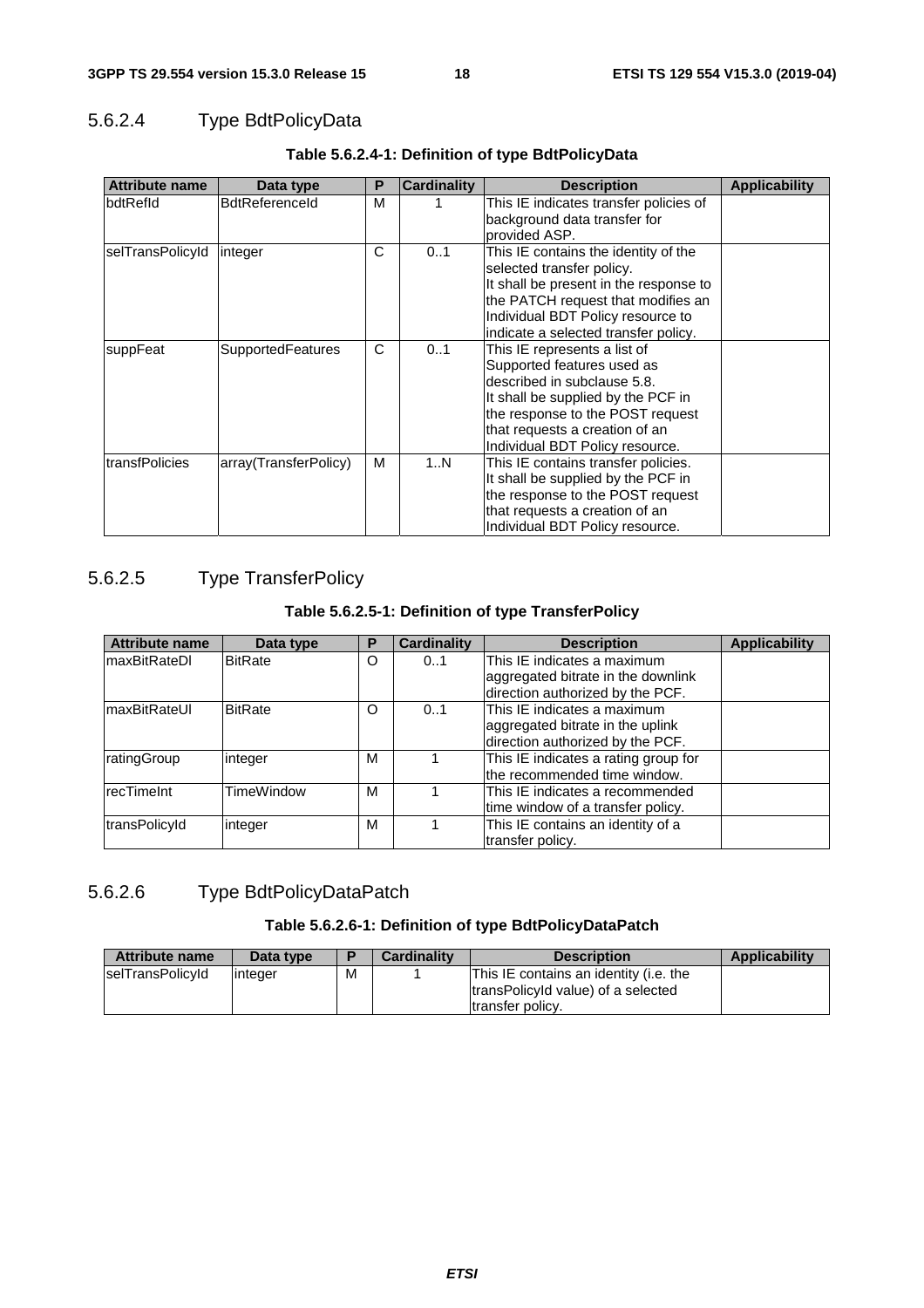#### 5.6.2.4 Type BdtPolicyData

**Table 5.6.2.4-1: Definition of type BdtPolicyData**

| Attribute name | Data type | P | Cardinality | Description | Applicability |
|---|---|---|---|---|---|
| bdtRefId | BdtReferenceId | M | 1 | This IE indicates transfer policies of background data transfer for provided ASP. | |
| selTransPolicyId | integer | C | 0..1 | This IE contains the identity of the selected transfer policy.<br>It shall be present in the response to the PATCH request that modifies an Individual BDT Policy resource to indicate a selected transfer policy. | |
| suppFeat | SupportedFeatures | C | 0..1 | This IE represents a list of Supported features used as described in subclause 5.8.<br>It shall be supplied by the PCF in the response to the POST request that requests a creation of an Individual BDT Policy resource. | |
| transfPolicies | array(TransferPolicy) | M | 1..N | This IE contains transfer policies.<br>It shall be supplied by the PCF in the response to the POST request that requests a creation of an Individual BDT Policy resource. | |

#### 5.6.2.5 Type TransferPolicy

**Table 5.6.2.5-1: Definition of type TransferPolicy**

| Attribute name | Data type | P | Cardinality | Description | Applicability |
|---|---|---|---|---|---|
| maxBitRateDl | BitRate | O | 0..1 | This IE indicates a maximum aggregated bitrate in the downlink direction authorized by the PCF. | |
| maxBitRateUl | BitRate | O | 0..1 | This IE indicates a maximum aggregated bitrate in the uplink direction authorized by the PCF. | |
| ratingGroup | integer | M | 1 | This IE indicates a rating group for the recommended time window. | |
| recTimeInt | TimeWindow | M | 1 | This IE indicates a recommended time window of a transfer policy. | |
| transPolicyId | integer | M | 1 | This IE contains an identity of a transfer policy. | |

#### 5.6.2.6 Type BdtPolicyDataPatch

**Table 5.6.2.6-1: Definition of type BdtPolicyDataPatch**

| Attribute name | Data type | P | Cardinality | Description | Applicability |
|---|---|---|---|---|---|
| selTransPolicyId | integer | M | 1 | This IE contains an identity (i.e. the transPolicyId value) of a selected transfer policy. | |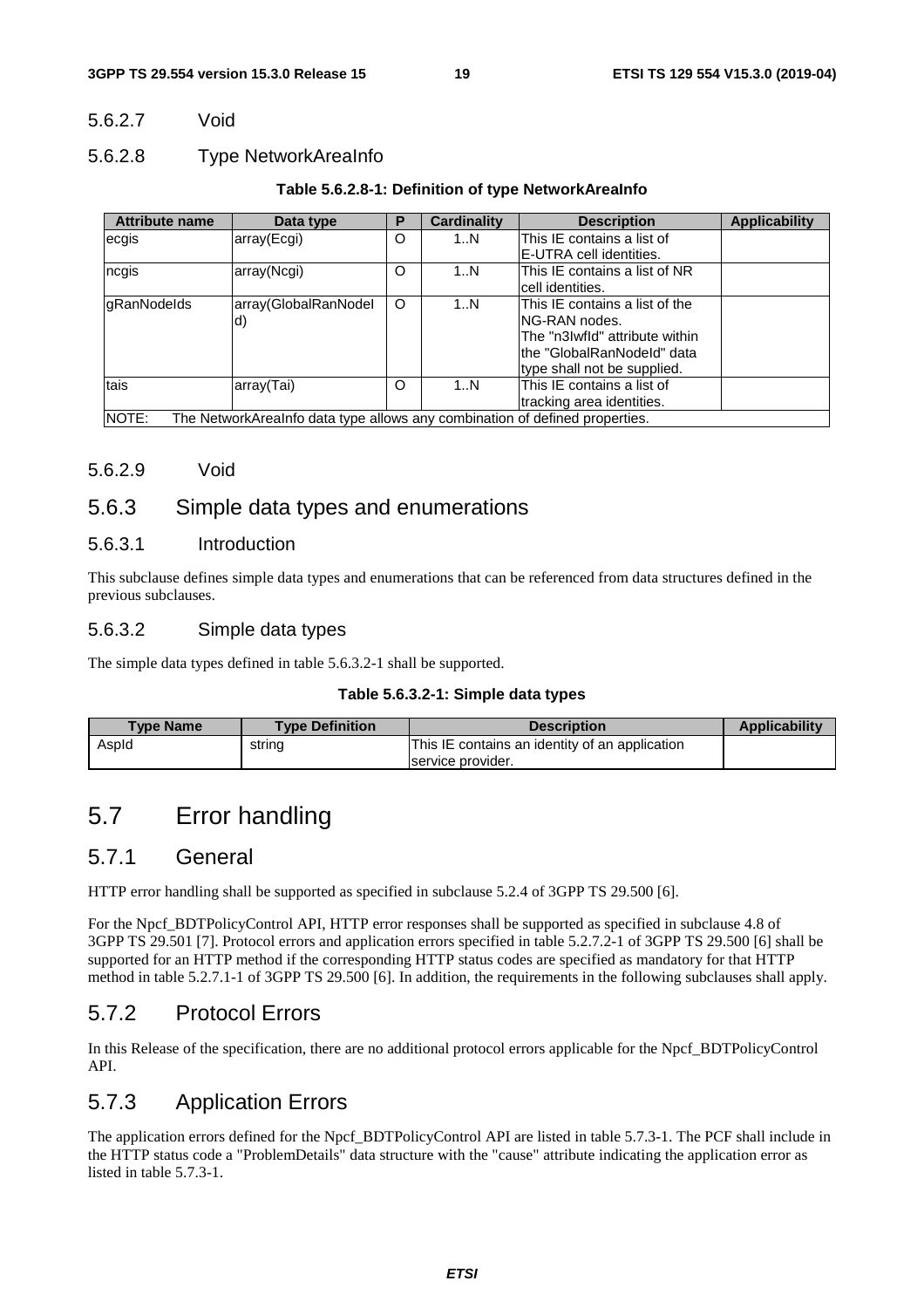#### 5.6.2.7 Void

#### 5.6.2.8 Type NetworkAreaInfo

**Table 5.6.2.8-1: Definition of type NetworkAreaInfo**

| Attribute name | Data type | P | Cardinality | Description | Applicability |
|---|---|---|---|---|---|
| ecgis | array(Ecgi) | O | 1..N | This IE contains a list of E-UTRA cell identities. | |
| ncgis | array(Ncgi) | O | 1..N | This IE contains a list of NR cell identities. | |
| gRanNodeIds | array(GlobalRanNodeId) | O | 1..N | This IE contains a list of the NG-RAN nodes. The "n3IwfId" attribute within the "GlobalRanNodeId" data type shall not be supplied. | |
| tais | array(Tai) | O | 1..N | This IE contains a list of tracking area identities. | |
| NOTE: The NetworkAreaInfo data type allows any combination of defined properties. | | | | | |

#### 5.6.2.9 Void

### 5.6.3 Simple data types and enumerations

#### 5.6.3.1 Introduction

This subclause defines simple data types and enumerations that can be referenced from data structures defined in the previous subclauses.

#### 5.6.3.2 Simple data types

The simple data types defined in table 5.6.3.2-1 shall be supported.

**Table 5.6.3.2-1: Simple data types**

| Type Name | Type Definition | Description | Applicability |
|---|---|---|---|
| AspId | string | This IE contains an identity of an application service provider. | |

## 5.7 Error handling

### 5.7.1 General

HTTP error handling shall be supported as specified in subclause 5.2.4 of 3GPP TS 29.500 [6].

For the Npcf_BDTPolicyControl API, HTTP error responses shall be supported as specified in subclause 4.8 of 3GPP TS 29.501 [7]. Protocol errors and application errors specified in table 5.2.7.2-1 of 3GPP TS 29.500 [6] shall be supported for an HTTP method if the corresponding HTTP status codes are specified as mandatory for that HTTP method in table 5.2.7.1-1 of 3GPP TS 29.500 [6]. In addition, the requirements in the following subclauses shall apply.

### 5.7.2 Protocol Errors

In this Release of the specification, there are no additional protocol errors applicable for the Npcf_BDTPolicyControl API.

### 5.7.3 Application Errors

The application errors defined for the Npcf_BDTPolicyControl API are listed in table 5.7.3-1. The PCF shall include in the HTTP status code a "ProblemDetails" data structure with the "cause" attribute indicating the application error as listed in table 5.7.3-1.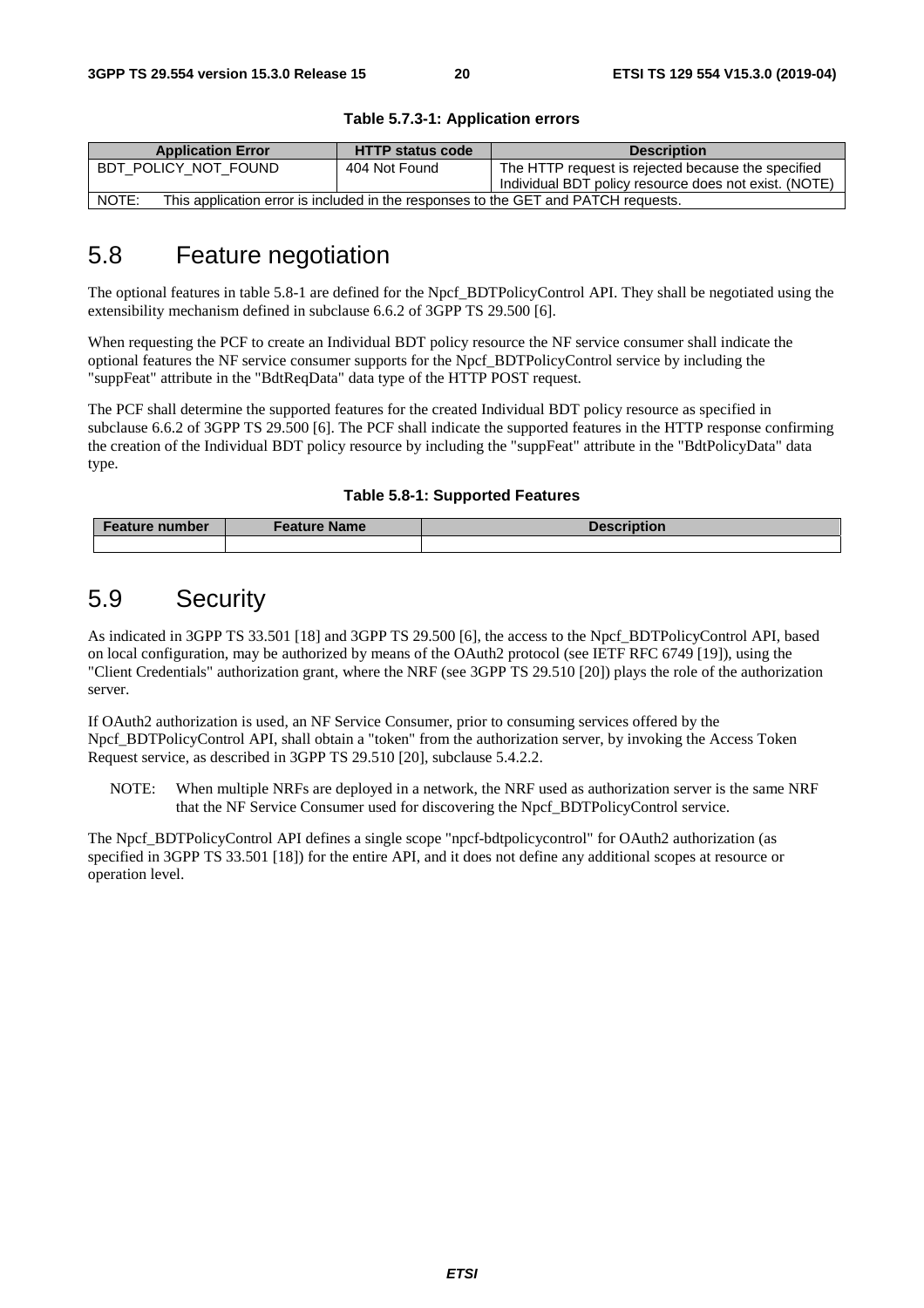**Table 5.7.3-1: Application errors**

| Application Error | HTTP status code | Description |
| --- | --- | --- |
| BDT_POLICY_NOT_FOUND | 404 Not Found | The HTTP request is rejected because the specified Individual BDT policy resource does not exist. (NOTE) |
| NOTE: This application error is included in the responses to the GET and PATCH requests. | | |

# 5.8 Feature negotiation

The optional features in table 5.8-1 are defined for the Npcf_BDTPolicyControl API. They shall be negotiated using the extensibility mechanism defined in subclause 6.6.2 of 3GPP TS 29.500 [6].

When requesting the PCF to create an Individual BDT policy resource the NF service consumer shall indicate the optional features the NF service consumer supports for the Npcf_BDTPolicyControl service by including the "suppFeat" attribute in the "BdtReqData" data type of the HTTP POST request.

The PCF shall determine the supported features for the created Individual BDT policy resource as specified in subclause 6.6.2 of 3GPP TS 29.500 [6]. The PCF shall indicate the supported features in the HTTP response confirming the creation of the Individual BDT policy resource by including the "suppFeat" attribute in the "BdtPolicyData" data type.

**Table 5.8-1: Supported Features**

| Feature number | Feature Name | Description |
| --- | --- | --- |
| | | |

# 5.9 Security

As indicated in 3GPP TS 33.501 [18] and 3GPP TS 29.500 [6], the access to the Npcf_BDTPolicyControl API, based on local configuration, may be authorized by means of the OAuth2 protocol (see IETF RFC 6749 [19]), using the "Client Credentials" authorization grant, where the NRF (see 3GPP TS 29.510 [20]) plays the role of the authorization server.

If OAuth2 authorization is used, an NF Service Consumer, prior to consuming services offered by the Npcf_BDTPolicyControl API, shall obtain a "token" from the authorization server, by invoking the Access Token Request service, as described in 3GPP TS 29.510 [20], subclause 5.4.2.2.

NOTE: When multiple NRFs are deployed in a network, the NRF used as authorization server is the same NRF that the NF Service Consumer used for discovering the Npcf_BDTPolicyControl service.

The Npcf_BDTPolicyControl API defines a single scope "npcf-bdtpolicycontrol" for OAuth2 authorization (as specified in 3GPP TS 33.501 [18]) for the entire API, and it does not define any additional scopes at resource or operation level.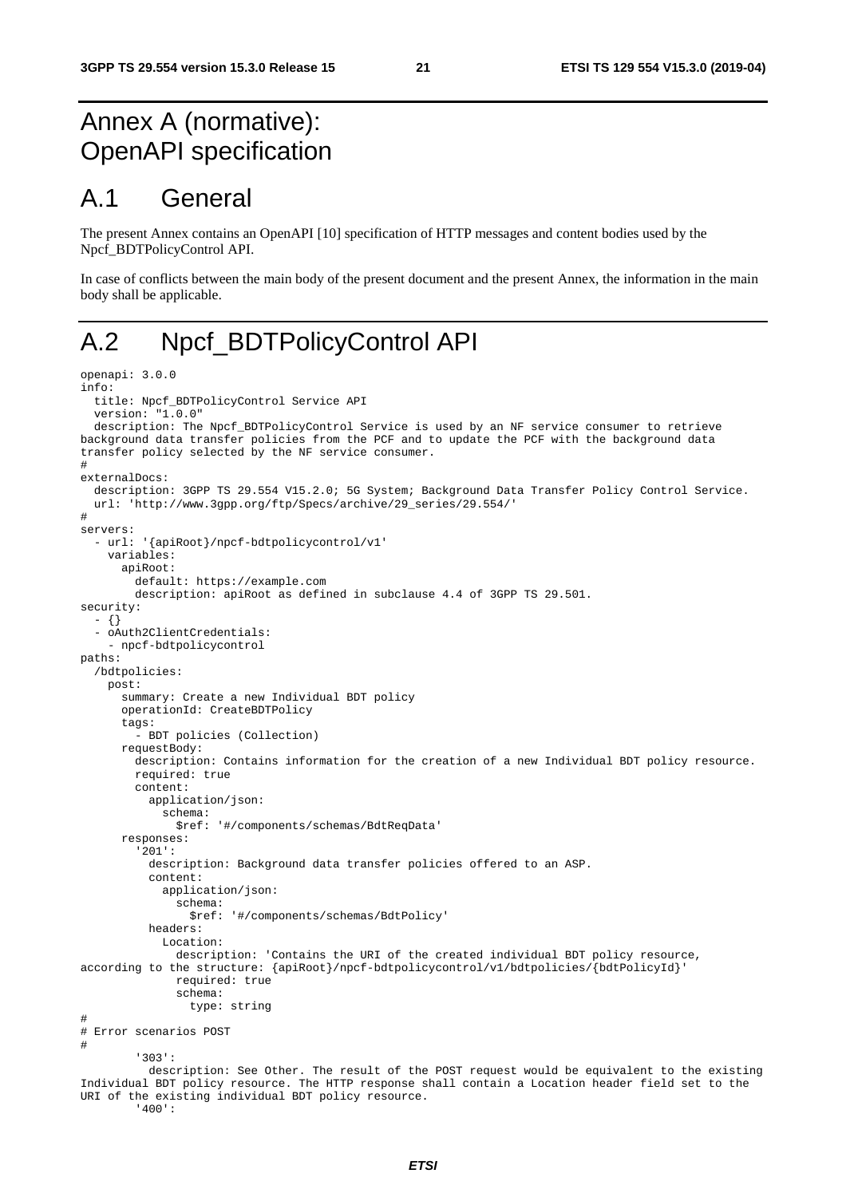# Annex A (normative): OpenAPI specification

## A.1 General

The present Annex contains an OpenAPI [10] specification of HTTP messages and content bodies used by the Npcf_BDTPolicyControl API.

In case of conflicts between the main body of the present document and the present Annex, the information in the main body shall be applicable.

## A.2 Npcf_BDTPolicyControl API

```
openapi: 3.0.0
info:
  title: Npcf_BDTPolicyControl Service API
  version: "1.0.0"
  description: The Npcf_BDTPolicyControl Service is used by an NF service consumer to retrieve
background data transfer policies from the PCF and to update the PCF with the background data
transfer policy selected by the NF service consumer.
#
externalDocs:
  description: 3GPP TS 29.554 V15.2.0; 5G System; Background Data Transfer Policy Control Service.
  url: 'http://www.3gpp.org/ftp/Specs/archive/29_series/29.554/'
#
servers:
  - url: '{apiRoot}/npcf-bdtpolicycontrol/v1'
    variables:
      apiRoot:
        default: https://example.com
        description: apiRoot as defined in subclause 4.4 of 3GPP TS 29.501.
security:
  - {}
  - oAuth2ClientCredentials:
    - npcf-bdtpolicycontrol
paths:
  /bdtpolicies:
    post:
      summary: Create a new Individual BDT policy
      operationId: CreateBDTPolicy
      tags:
        - BDT policies (Collection)
      requestBody:
        description: Contains information for the creation of a new Individual BDT policy resource.
        required: true
        content:
          application/json:
            schema:
              $ref: '#/components/schemas/BdtReqData'
      responses:
        '201':
          description: Background data transfer policies offered to an ASP.
          content:
            application/json:
              schema:
                $ref: '#/components/schemas/BdtPolicy'
          headers:
            Location:
              description: 'Contains the URI of the created individual BDT policy resource,
according to the structure: {apiRoot}/npcf-bdtpolicycontrol/v1/bdtpolicies/{bdtPolicyId}'
              required: true
              schema:
                type: string
#
# Error scenarios POST
#
        '303':
          description: See Other. The result of the POST request would be equivalent to the existing
Individual BDT policy resource. The HTTP response shall contain a Location header field set to the
URI of the existing individual BDT policy resource.
        '400':
```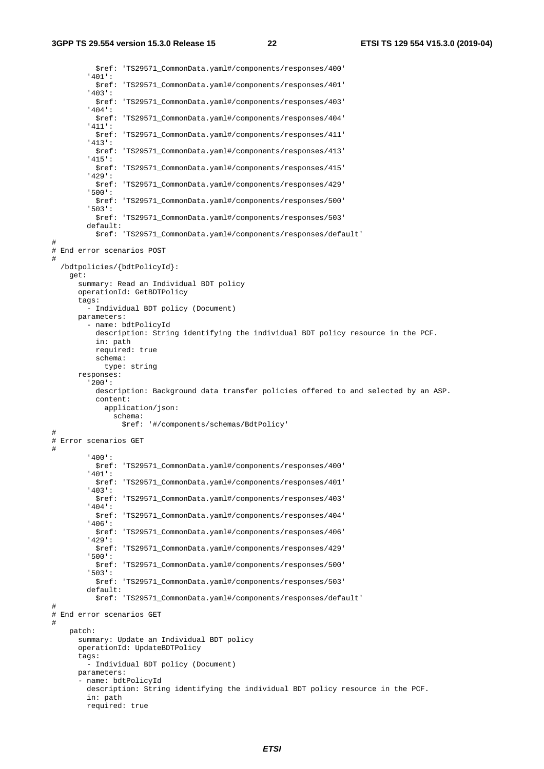```
          $ref: 'TS29571_CommonData.yaml#/components/responses/400'
        '401':
          $ref: 'TS29571_CommonData.yaml#/components/responses/401'
        '403':
          $ref: 'TS29571_CommonData.yaml#/components/responses/403'
        '404':
          $ref: 'TS29571_CommonData.yaml#/components/responses/404'
        '411':
          $ref: 'TS29571_CommonData.yaml#/components/responses/411'
        '413':
          $ref: 'TS29571_CommonData.yaml#/components/responses/413'
        '415':
          $ref: 'TS29571_CommonData.yaml#/components/responses/415'
        '429':
          $ref: 'TS29571_CommonData.yaml#/components/responses/429'
        '500':
          $ref: 'TS29571_CommonData.yaml#/components/responses/500'
        '503':
          $ref: 'TS29571_CommonData.yaml#/components/responses/503'
        default:
          $ref: 'TS29571_CommonData.yaml#/components/responses/default'
#
# End error scenarios POST
#
  /bdtpolicies/{bdtPolicyId}:
    get:
      summary: Read an Individual BDT policy
      operationId: GetBDTPolicy
      tags:
        - Individual BDT policy (Document)
      parameters:
        - name: bdtPolicyId
          description: String identifying the individual BDT policy resource in the PCF.
          in: path
          required: true
          schema:
            type: string
      responses:
        '200':
          description: Background data transfer policies offered to and selected by an ASP.
          content:
            application/json:
              schema:
                $ref: '#/components/schemas/BdtPolicy'
#
# Error scenarios GET
#
        '400':
          $ref: 'TS29571_CommonData.yaml#/components/responses/400'
        '401':
          $ref: 'TS29571_CommonData.yaml#/components/responses/401'
        '403':
          $ref: 'TS29571_CommonData.yaml#/components/responses/403'
        '404':
          $ref: 'TS29571_CommonData.yaml#/components/responses/404'
        '406':
          $ref: 'TS29571_CommonData.yaml#/components/responses/406'
        '429':
          $ref: 'TS29571_CommonData.yaml#/components/responses/429'
        '500':
          $ref: 'TS29571_CommonData.yaml#/components/responses/500'
        '503':
          $ref: 'TS29571_CommonData.yaml#/components/responses/503'
        default:
          $ref: 'TS29571_CommonData.yaml#/components/responses/default'
#
# End error scenarios GET
#
    patch:
      summary: Update an Individual BDT policy
      operationId: UpdateBDTPolicy
      tags:
        - Individual BDT policy (Document)
      parameters:
      - name: bdtPolicyId
        description: String identifying the individual BDT policy resource in the PCF.
        in: path
        required: true
```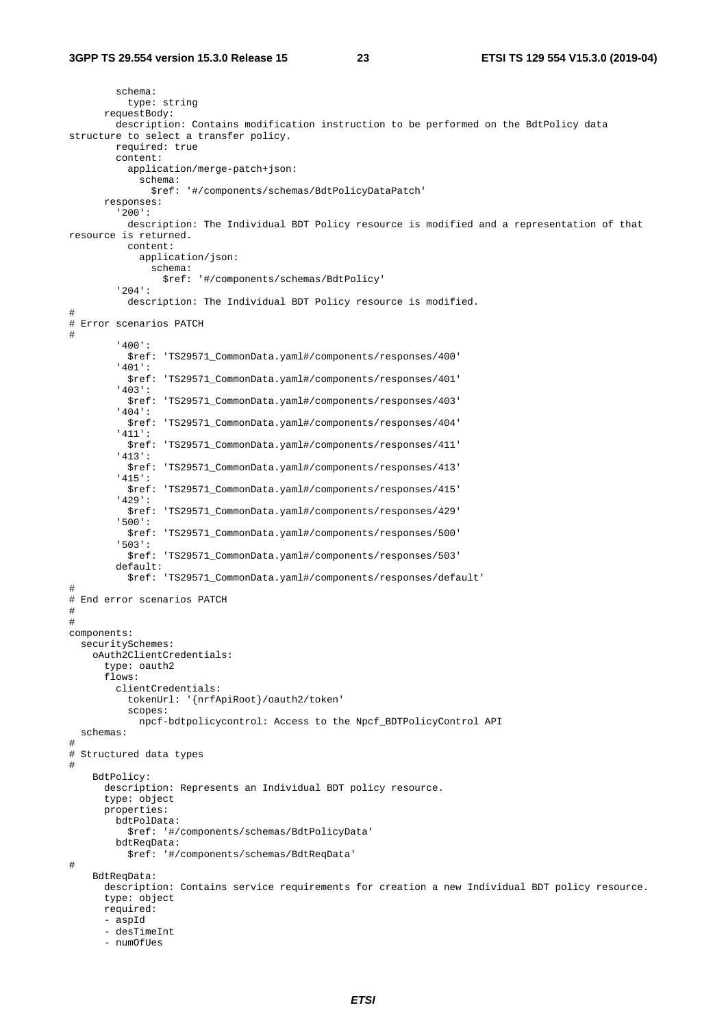```
        schema:
          type: string
      requestBody:
        description: Contains modification instruction to be performed on the BdtPolicy data 
structure to select a transfer policy.
        required: true
        content:
          application/merge-patch+json:
            schema:
              $ref: '#/components/schemas/BdtPolicyDataPatch'
      responses:
        '200':
          description: The Individual BDT Policy resource is modified and a representation of that 
resource is returned.
          content:
            application/json:
              schema:
                $ref: '#/components/schemas/BdtPolicy'
        '204':
          description: The Individual BDT Policy resource is modified.
#
# Error scenarios PATCH
#
        '400':
          $ref: 'TS29571_CommonData.yaml#/components/responses/400'
        '401':
          $ref: 'TS29571_CommonData.yaml#/components/responses/401'
        '403':
          $ref: 'TS29571_CommonData.yaml#/components/responses/403'
        '404':
          $ref: 'TS29571_CommonData.yaml#/components/responses/404'
        '411':
          $ref: 'TS29571_CommonData.yaml#/components/responses/411'
        '413':
          $ref: 'TS29571_CommonData.yaml#/components/responses/413'
        '415':
          $ref: 'TS29571_CommonData.yaml#/components/responses/415'
        '429':
          $ref: 'TS29571_CommonData.yaml#/components/responses/429'
        '500':
          $ref: 'TS29571_CommonData.yaml#/components/responses/500'
        '503':
          $ref: 'TS29571_CommonData.yaml#/components/responses/503'
        default:
          $ref: 'TS29571_CommonData.yaml#/components/responses/default'
#
# End error scenarios PATCH
#
#
components:
  securitySchemes:
    oAuth2ClientCredentials:
      type: oauth2
      flows:
        clientCredentials:
          tokenUrl: '{nrfApiRoot}/oauth2/token'
          scopes:
            npcf-bdtpolicycontrol: Access to the Npcf_BDTPolicyControl API
  schemas:
#
# Structured data types
#
    BdtPolicy:
      description: Represents an Individual BDT policy resource.
      type: object
      properties:
        bdtPolData:
          $ref: '#/components/schemas/BdtPolicyData'
        bdtReqData:
          $ref: '#/components/schemas/BdtReqData'
#
    BdtReqData:
      description: Contains service requirements for creation a new Individual BDT policy resource.
      type: object
      required:
      - aspId
      - desTimeInt
      - numOfUes
```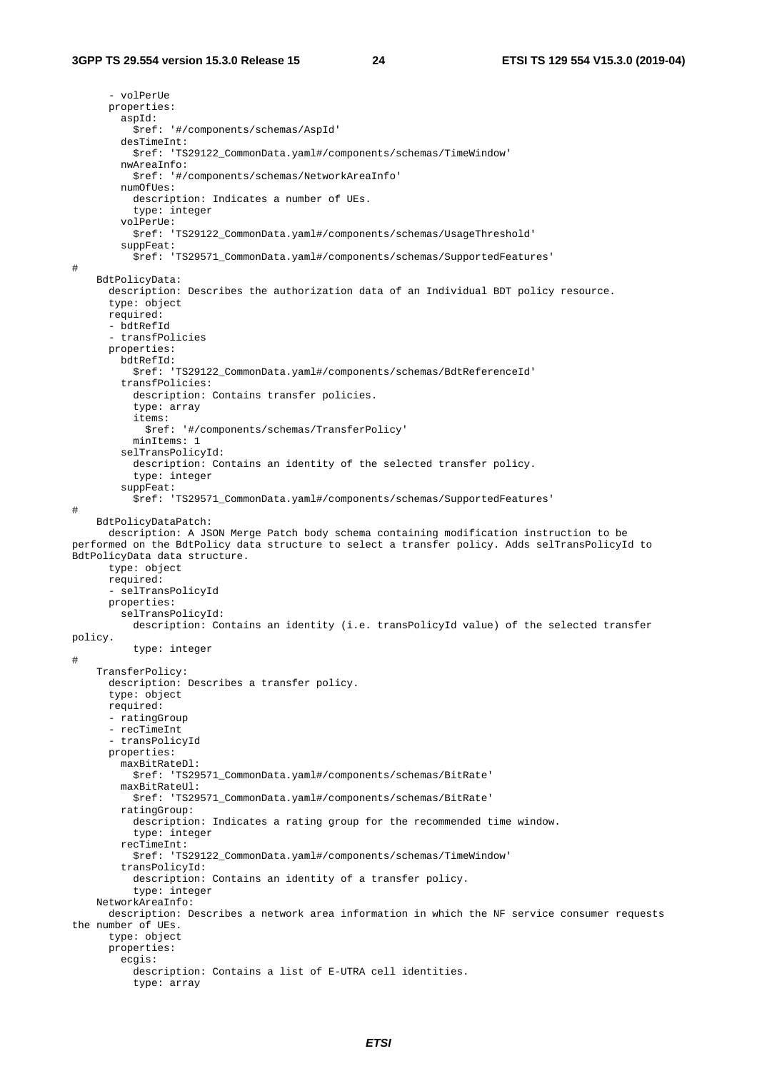```
      - volPerUe
      properties:
        aspId:
          $ref: '#/components/schemas/AspId'
        desTimeInt:
          $ref: 'TS29122_CommonData.yaml#/components/schemas/TimeWindow'
        nwAreaInfo:
          $ref: '#/components/schemas/NetworkAreaInfo'
        numOfUes:
          description: Indicates a number of UEs.
          type: integer
        volPerUe:
          $ref: 'TS29122_CommonData.yaml#/components/schemas/UsageThreshold'
        suppFeat:
          $ref: 'TS29571_CommonData.yaml#/components/schemas/SupportedFeatures'
#
    BdtPolicyData:
      description: Describes the authorization data of an Individual BDT policy resource.
      type: object
      required:
      - bdtRefId
      - transfPolicies
      properties:
        bdtRefId:
          $ref: 'TS29122_CommonData.yaml#/components/schemas/BdtReferenceId'
        transfPolicies:
          description: Contains transfer policies.
          type: array
          items:
            $ref: '#/components/schemas/TransferPolicy'
          minItems: 1
        selTransPolicyId:
          description: Contains an identity of the selected transfer policy.
          type: integer
        suppFeat:
          $ref: 'TS29571_CommonData.yaml#/components/schemas/SupportedFeatures'
#
    BdtPolicyDataPatch:
      description: A JSON Merge Patch body schema containing modification instruction to be 
performed on the BdtPolicy data structure to select a transfer policy. Adds selTransPolicyId to 
BdtPolicyData data structure.
      type: object
      required:
      - selTransPolicyId
      properties:
        selTransPolicyId:
          description: Contains an identity (i.e. transPolicyId value) of the selected transfer 
policy.
          type: integer
#
    TransferPolicy:
      description: Describes a transfer policy.
      type: object
      required:
      - ratingGroup
      - recTimeInt
      - transPolicyId
      properties:
        maxBitRateDl:
          $ref: 'TS29571_CommonData.yaml#/components/schemas/BitRate'
        maxBitRateUl:
          $ref: 'TS29571_CommonData.yaml#/components/schemas/BitRate'
        ratingGroup:
          description: Indicates a rating group for the recommended time window.
          type: integer
        recTimeInt:
          $ref: 'TS29122_CommonData.yaml#/components/schemas/TimeWindow'
        transPolicyId:
          description: Contains an identity of a transfer policy.
          type: integer
    NetworkAreaInfo:
      description: Describes a network area information in which the NF service consumer requests 
the number of UEs.
      type: object
      properties:
        ecgis:
          description: Contains a list of E-UTRA cell identities.
          type: array
```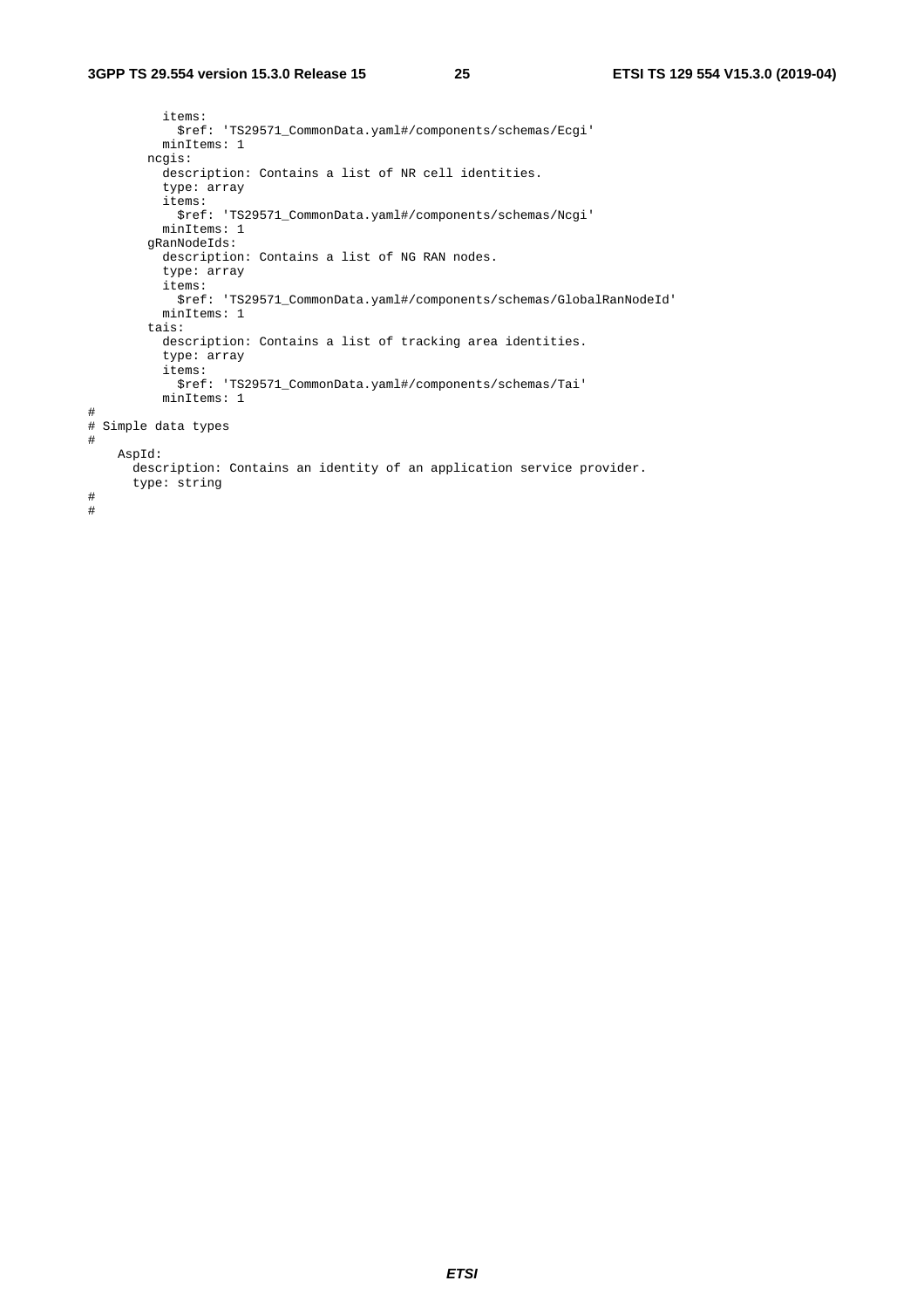```
          items:
            $ref: 'TS29571_CommonData.yaml#/components/schemas/Ecgi'
          minItems: 1
        ncgis:
          description: Contains a list of NR cell identities.
          type: array
          items:
            $ref: 'TS29571_CommonData.yaml#/components/schemas/Ncgi'
          minItems: 1
        gRanNodeIds:
          description: Contains a list of NG RAN nodes.
          type: array
          items:
            $ref: 'TS29571_CommonData.yaml#/components/schemas/GlobalRanNodeId'
          minItems: 1
        tais:
          description: Contains a list of tracking area identities.
          type: array
          items:
            $ref: 'TS29571_CommonData.yaml#/components/schemas/Tai'
          minItems: 1
#
# Simple data types
#
    AspId:
      description: Contains an identity of an application service provider.
      type: string
#
#
```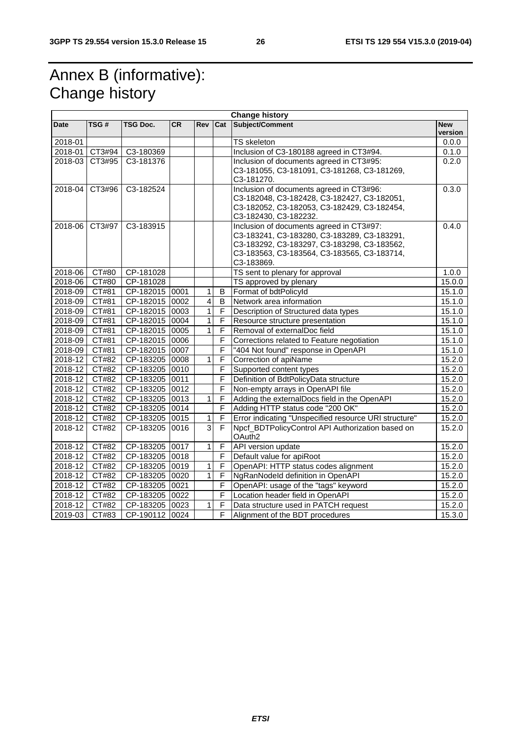# Annex B (informative): Change history

| Change history | | | | | | | |
|---|---|---|---|---|---|---|---|
| **Date** | **TSG #** | **TSG Doc.** | **CR** | **Rev** | **Cat** | **Subject/Comment** | **New version** |
| 2018-01 | | | | | | TS skeleton | 0.0.0 |
| 2018-01 | CT3#94 | C3-180369 | | | | Inclusion of C3-180188 agreed in CT3#94. | 0.1.0 |
| 2018-03 | CT3#95 | C3-181376 | | | | Inclusion of documents agreed in CT3#95: C3-181055, C3-181091, C3-181268, C3-181269, C3-181270. | 0.2.0 |
| 2018-04 | CT3#96 | C3-182524 | | | | Inclusion of documents agreed in CT3#96: C3-182048, C3-182428, C3-182427, C3-182051, C3-182052, C3-182053, C3-182429, C3-182454, C3-182430, C3-182232. | 0.3.0 |
| 2018-06 | CT3#97 | C3-183915 | | | | Inclusion of documents agreed in CT3#97: C3-183241, C3-183280, C3-183289, C3-183291, C3-183292, C3-183297, C3-183298, C3-183562, C3-183563, C3-183564, C3-183565, C3-183714, C3-183869. | 0.4.0 |
| 2018-06 | CT#80 | CP-181028 | | | | TS sent to plenary for approval | 1.0.0 |
| 2018-06 | CT#80 | CP-181028 | | | | TS approved by plenary | 15.0.0 |
| 2018-09 | CT#81 | CP-182015 | 0001 | 1 | B | Format of bdtPolicyId | 15.1.0 |
| 2018-09 | CT#81 | CP-182015 | 0002 | 4 | B | Network area information | 15.1.0 |
| 2018-09 | CT#81 | CP-182015 | 0003 | 1 | F | Description of Structured data types | 15.1.0 |
| 2018-09 | CT#81 | CP-182015 | 0004 | 1 | F | Resource structure presentation | 15.1.0 |
| 2018-09 | CT#81 | CP-182015 | 0005 | 1 | F | Removal of externalDoc field | 15.1.0 |
| 2018-09 | CT#81 | CP-182015 | 0006 | | F | Corrections related to Feature negotiation | 15.1.0 |
| 2018-09 | CT#81 | CP-182015 | 0007 | | F | "404 Not found" response in OpenAPI | 15.1.0 |
| 2018-12 | CT#82 | CP-183205 | 0008 | 1 | F | Correction of apiName | 15.2.0 |
| 2018-12 | CT#82 | CP-183205 | 0010 | | F | Supported content types | 15.2.0 |
| 2018-12 | CT#82 | CP-183205 | 0011 | | F | Definition of BdtPolicyData structure | 15.2.0 |
| 2018-12 | CT#82 | CP-183205 | 0012 | | F | Non-empty arrays in OpenAPI file | 15.2.0 |
| 2018-12 | CT#82 | CP-183205 | 0013 | 1 | F | Adding the externalDocs field in the OpenAPI | 15.2.0 |
| 2018-12 | CT#82 | CP-183205 | 0014 | | F | Adding HTTP status code "200 OK" | 15.2.0 |
| 2018-12 | CT#82 | CP-183205 | 0015 | 1 | F | Error indicating "Unspecified resource URI structure" | 15.2.0 |
| 2018-12 | CT#82 | CP-183205 | 0016 | 3 | F | Npcf_BDTPolicyControl API Authorization based on OAuth2 | 15.2.0 |
| 2018-12 | CT#82 | CP-183205 | 0017 | 1 | F | API version update | 15.2.0 |
| 2018-12 | CT#82 | CP-183205 | 0018 | | F | Default value for apiRoot | 15.2.0 |
| 2018-12 | CT#82 | CP-183205 | 0019 | 1 | F | OpenAPI: HTTP status codes alignment | 15.2.0 |
| 2018-12 | CT#82 | CP-183205 | 0020 | 1 | F | NgRanNodeId definition in OpenAPI | 15.2.0 |
| 2018-12 | CT#82 | CP-183205 | 0021 | | F | OpenAPI: usage of the "tags" keyword | 15.2.0 |
| 2018-12 | CT#82 | CP-183205 | 0022 | | F | Location header field in OpenAPI | 15.2.0 |
| 2018-12 | CT#82 | CP-183205 | 0023 | 1 | F | Data structure used in PATCH request | 15.2.0 |
| 2019-03 | CT#83 | CP-190112 | 0024 | | F | Alignment of the BDT procedures | 15.3.0 |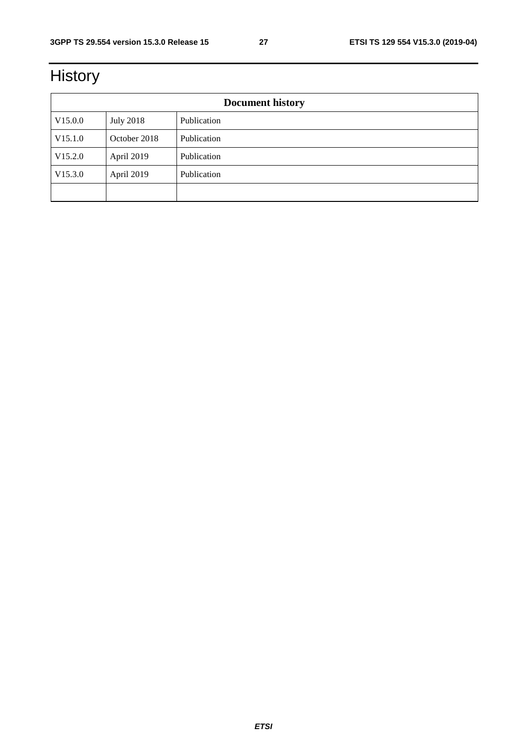# History

| Document history | | |
|---|---|---|
| V15.0.0 | July 2018 | Publication |
| V15.1.0 | October 2018 | Publication |
| V15.2.0 | April 2019 | Publication |
| V15.3.0 | April 2019 | Publication |
| | | |